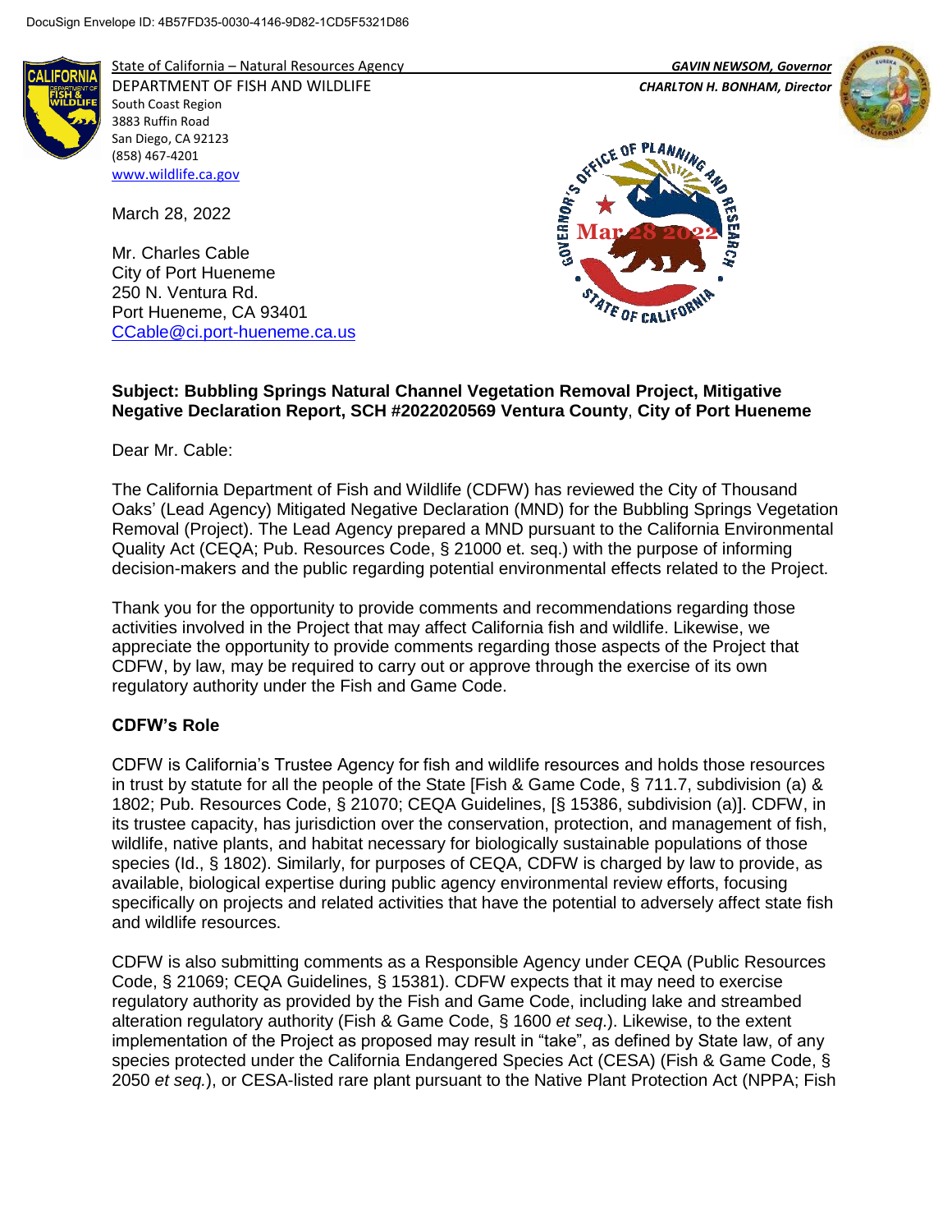DocuSign Envelope ID: 4B57FD35-0030-4146-9D82-1CD5F5321D86

State of California – Natural Resources Agency
DEPARTMENT OF FISH AND WILDLIFE
South Coast Region
3883 Ruffin Road
San Diego, CA 92123
(858) 467-4201
www.wildlife.ca.gov

*GAVIN NEWSOM, Governor*
*CHARLTON H. BONHAM, Director*

GOVERNOR'S OFFICE OF PLANNING AND RESEARCH
Mar 28 2022
STATE OF CALIFORNIA

March 28, 2022

Mr. Charles Cable
City of Port Hueneme
250 N. Ventura Rd.
Port Hueneme, CA 93401
CCable@ci.port-hueneme.ca.us

**Subject: Bubbling Springs Natural Channel Vegetation Removal Project, Mitigative Negative Declaration Report, SCH #2022020569 Ventura County, City of Port Hueneme**

Dear Mr. Cable:

The California Department of Fish and Wildlife (CDFW) has reviewed the City of Thousand Oaks' (Lead Agency) Mitigated Negative Declaration (MND) for the Bubbling Springs Vegetation Removal (Project). The Lead Agency prepared a MND pursuant to the California Environmental Quality Act (CEQA; Pub. Resources Code, § 21000 et. seq.) with the purpose of informing decision-makers and the public regarding potential environmental effects related to the Project.

Thank you for the opportunity to provide comments and recommendations regarding those activities involved in the Project that may affect California fish and wildlife. Likewise, we appreciate the opportunity to provide comments regarding those aspects of the Project that CDFW, by law, may be required to carry out or approve through the exercise of its own regulatory authority under the Fish and Game Code.

**CDFW's Role**

CDFW is California's Trustee Agency for fish and wildlife resources and holds those resources in trust by statute for all the people of the State [Fish & Game Code, § 711.7, subdivision (a) & 1802; Pub. Resources Code, § 21070; CEQA Guidelines, [§ 15386, subdivision (a)]. CDFW, in its trustee capacity, has jurisdiction over the conservation, protection, and management of fish, wildlife, native plants, and habitat necessary for biologically sustainable populations of those species (Id., § 1802). Similarly, for purposes of CEQA, CDFW is charged by law to provide, as available, biological expertise during public agency environmental review efforts, focusing specifically on projects and related activities that have the potential to adversely affect state fish and wildlife resources.

CDFW is also submitting comments as a Responsible Agency under CEQA (Public Resources Code, § 21069; CEQA Guidelines, § 15381). CDFW expects that it may need to exercise regulatory authority as provided by the Fish and Game Code, including lake and streambed alteration regulatory authority (Fish & Game Code, § 1600 *et seq*.). Likewise, to the extent implementation of the Project as proposed may result in "take", as defined by State law, of any species protected under the California Endangered Species Act (CESA) (Fish & Game Code, § 2050 *et seq.*), or CESA-listed rare plant pursuant to the Native Plant Protection Act (NPPA; Fish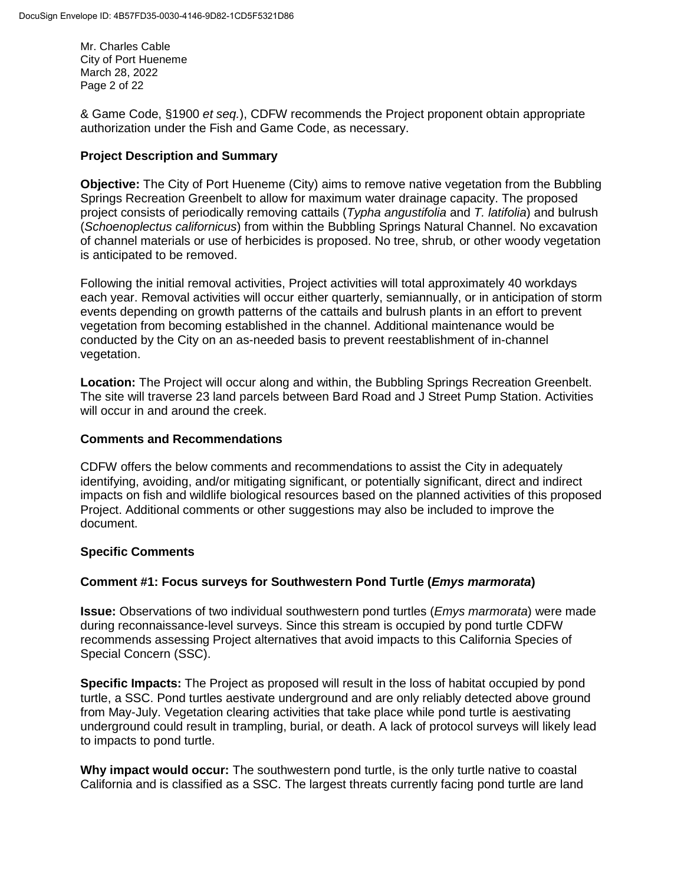& Game Code, §1900 *et seq.*), CDFW recommends the Project proponent obtain appropriate authorization under the Fish and Game Code, as necessary.

**Project Description and Summary**

**Objective:** The City of Port Hueneme (City) aims to remove native vegetation from the Bubbling Springs Recreation Greenbelt to allow for maximum water drainage capacity. The proposed project consists of periodically removing cattails (*Typha angustifolia* and *T. latifolia*) and bulrush (*Schoenoplectus californicus*) from within the Bubbling Springs Natural Channel. No excavation of channel materials or use of herbicides is proposed. No tree, shrub, or other woody vegetation is anticipated to be removed.

Following the initial removal activities, Project activities will total approximately 40 workdays each year. Removal activities will occur either quarterly, semiannually, or in anticipation of storm events depending on growth patterns of the cattails and bulrush plants in an effort to prevent vegetation from becoming established in the channel. Additional maintenance would be conducted by the City on an as-needed basis to prevent reestablishment of in-channel vegetation.

**Location:** The Project will occur along and within, the Bubbling Springs Recreation Greenbelt. The site will traverse 23 land parcels between Bard Road and J Street Pump Station. Activities will occur in and around the creek.

**Comments and Recommendations**

CDFW offers the below comments and recommendations to assist the City in adequately identifying, avoiding, and/or mitigating significant, or potentially significant, direct and indirect impacts on fish and wildlife biological resources based on the planned activities of this proposed Project. Additional comments or other suggestions may also be included to improve the document.

**Specific Comments**

**Comment #1: Focus surveys for Southwestern Pond Turtle (*Emys marmorata*)**

**Issue:** Observations of two individual southwestern pond turtles (*Emys marmorata*) were made during reconnaissance-level surveys. Since this stream is occupied by pond turtle CDFW recommends assessing Project alternatives that avoid impacts to this California Species of Special Concern (SSC).

**Specific Impacts:** The Project as proposed will result in the loss of habitat occupied by pond turtle, a SSC. Pond turtles aestivate underground and are only reliably detected above ground from May-July. Vegetation clearing activities that take place while pond turtle is aestivating underground could result in trampling, burial, or death. A lack of protocol surveys will likely lead to impacts to pond turtle.

**Why impact would occur:** The southwestern pond turtle, is the only turtle native to coastal California and is classified as a SSC. The largest threats currently facing pond turtle are land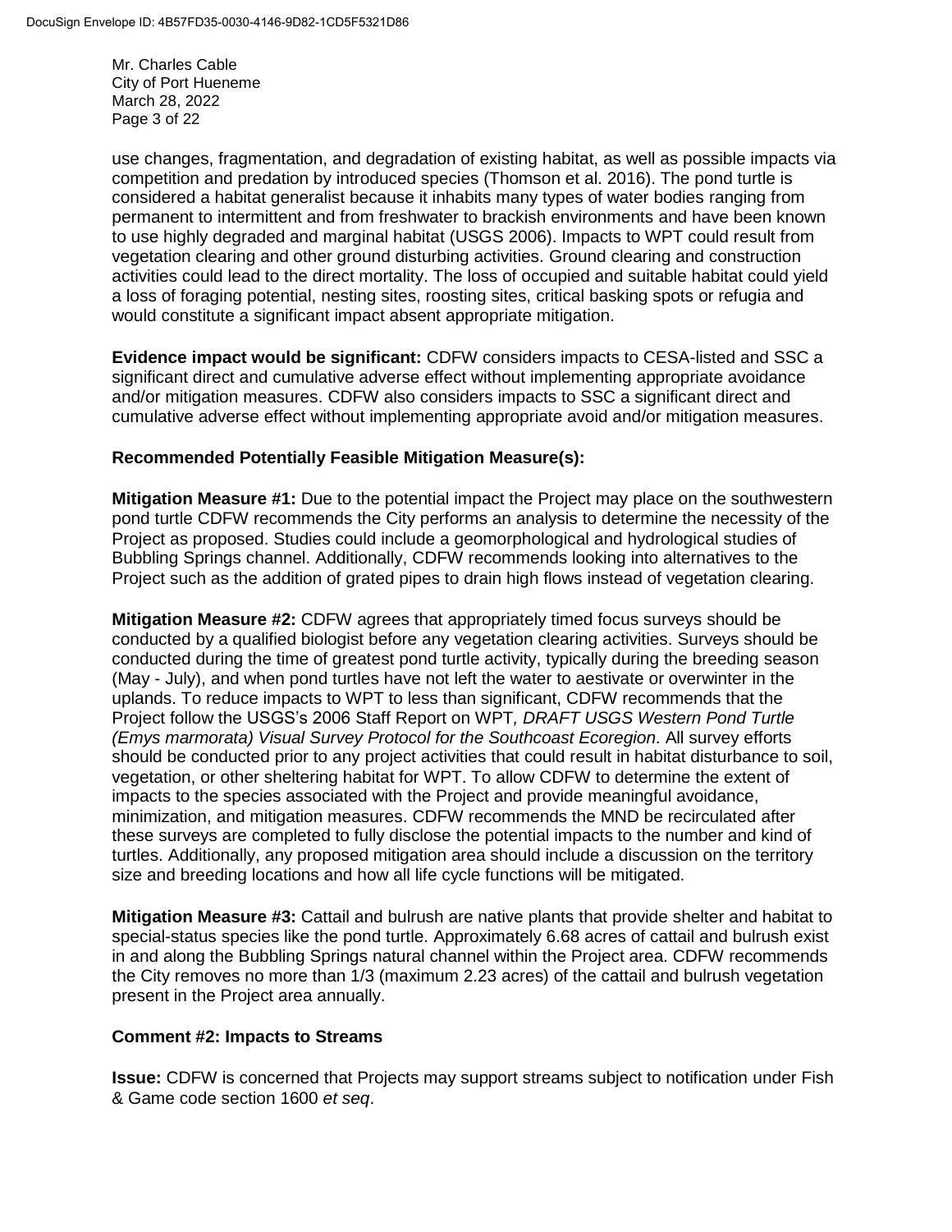use changes, fragmentation, and degradation of existing habitat, as well as possible impacts via competition and predation by introduced species (Thomson et al. 2016). The pond turtle is considered a habitat generalist because it inhabits many types of water bodies ranging from permanent to intermittent and from freshwater to brackish environments and have been known to use highly degraded and marginal habitat (USGS 2006). Impacts to WPT could result from vegetation clearing and other ground disturbing activities. Ground clearing and construction activities could lead to the direct mortality. The loss of occupied and suitable habitat could yield a loss of foraging potential, nesting sites, roosting sites, critical basking spots or refugia and would constitute a significant impact absent appropriate mitigation.

**Evidence impact would be significant:** CDFW considers impacts to CESA-listed and SSC a significant direct and cumulative adverse effect without implementing appropriate avoidance and/or mitigation measures. CDFW also considers impacts to SSC a significant direct and cumulative adverse effect without implementing appropriate avoid and/or mitigation measures.

**Recommended Potentially Feasible Mitigation Measure(s):**

**Mitigation Measure #1:** Due to the potential impact the Project may place on the southwestern pond turtle CDFW recommends the City performs an analysis to determine the necessity of the Project as proposed. Studies could include a geomorphological and hydrological studies of Bubbling Springs channel. Additionally, CDFW recommends looking into alternatives to the Project such as the addition of grated pipes to drain high flows instead of vegetation clearing.

**Mitigation Measure #2:** CDFW agrees that appropriately timed focus surveys should be conducted by a qualified biologist before any vegetation clearing activities. Surveys should be conducted during the time of greatest pond turtle activity, typically during the breeding season (May - July), and when pond turtles have not left the water to aestivate or overwinter in the uplands. To reduce impacts to WPT to less than significant, CDFW recommends that the Project follow the USGS's 2006 Staff Report on WPT*, DRAFT USGS Western Pond Turtle (Emys marmorata) Visual Survey Protocol for the Southcoast Ecoregion*. All survey efforts should be conducted prior to any project activities that could result in habitat disturbance to soil, vegetation, or other sheltering habitat for WPT. To allow CDFW to determine the extent of impacts to the species associated with the Project and provide meaningful avoidance, minimization, and mitigation measures. CDFW recommends the MND be recirculated after these surveys are completed to fully disclose the potential impacts to the number and kind of turtles. Additionally, any proposed mitigation area should include a discussion on the territory size and breeding locations and how all life cycle functions will be mitigated.

**Mitigation Measure #3:** Cattail and bulrush are native plants that provide shelter and habitat to special-status species like the pond turtle. Approximately 6.68 acres of cattail and bulrush exist in and along the Bubbling Springs natural channel within the Project area. CDFW recommends the City removes no more than 1/3 (maximum 2.23 acres) of the cattail and bulrush vegetation present in the Project area annually.

**Comment #2: Impacts to Streams**

**Issue:** CDFW is concerned that Projects may support streams subject to notification under Fish & Game code section 1600 *et seq*.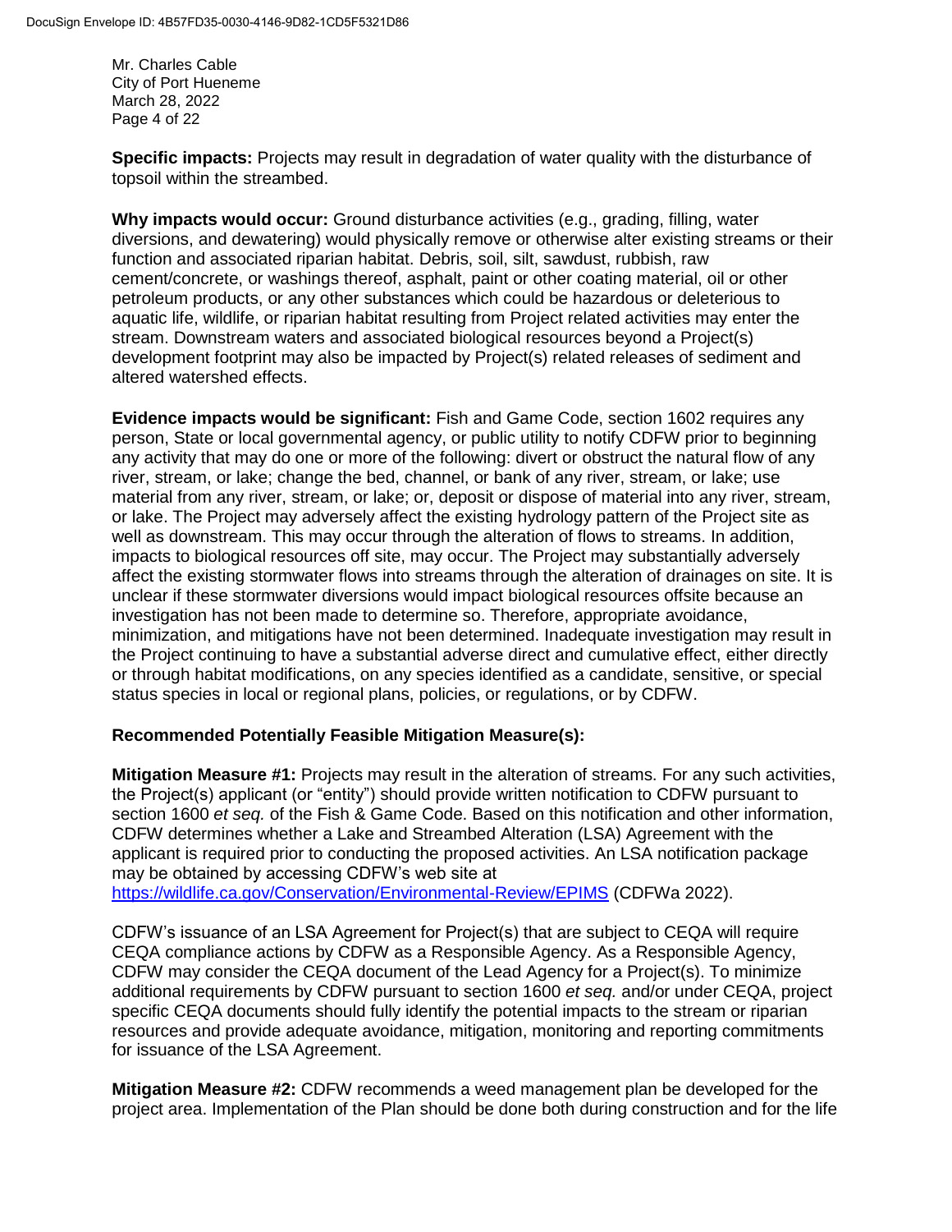**Specific impacts:** Projects may result in degradation of water quality with the disturbance of topsoil within the streambed.

**Why impacts would occur:** Ground disturbance activities (e.g., grading, filling, water diversions, and dewatering) would physically remove or otherwise alter existing streams or their function and associated riparian habitat. Debris, soil, silt, sawdust, rubbish, raw cement/concrete, or washings thereof, asphalt, paint or other coating material, oil or other petroleum products, or any other substances which could be hazardous or deleterious to aquatic life, wildlife, or riparian habitat resulting from Project related activities may enter the stream. Downstream waters and associated biological resources beyond a Project(s) development footprint may also be impacted by Project(s) related releases of sediment and altered watershed effects.

**Evidence impacts would be significant:** Fish and Game Code, section 1602 requires any person, State or local governmental agency, or public utility to notify CDFW prior to beginning any activity that may do one or more of the following: divert or obstruct the natural flow of any river, stream, or lake; change the bed, channel, or bank of any river, stream, or lake; use material from any river, stream, or lake; or, deposit or dispose of material into any river, stream, or lake. The Project may adversely affect the existing hydrology pattern of the Project site as well as downstream. This may occur through the alteration of flows to streams. In addition, impacts to biological resources off site, may occur. The Project may substantially adversely affect the existing stormwater flows into streams through the alteration of drainages on site. It is unclear if these stormwater diversions would impact biological resources offsite because an investigation has not been made to determine so. Therefore, appropriate avoidance, minimization, and mitigations have not been determined. Inadequate investigation may result in the Project continuing to have a substantial adverse direct and cumulative effect, either directly or through habitat modifications, on any species identified as a candidate, sensitive, or special status species in local or regional plans, policies, or regulations, or by CDFW.

**Recommended Potentially Feasible Mitigation Measure(s):**

**Mitigation Measure #1:** Projects may result in the alteration of streams. For any such activities, the Project(s) applicant (or "entity") should provide written notification to CDFW pursuant to section 1600 *et seq.* of the Fish & Game Code. Based on this notification and other information, CDFW determines whether a Lake and Streambed Alteration (LSA) Agreement with the applicant is required prior to conducting the proposed activities. An LSA notification package may be obtained by accessing CDFW's web site at https://wildlife.ca.gov/Conservation/Environmental-Review/EPIMS (CDFWa 2022).

CDFW's issuance of an LSA Agreement for Project(s) that are subject to CEQA will require CEQA compliance actions by CDFW as a Responsible Agency. As a Responsible Agency, CDFW may consider the CEQA document of the Lead Agency for a Project(s). To minimize additional requirements by CDFW pursuant to section 1600 *et seq.* and/or under CEQA, project specific CEQA documents should fully identify the potential impacts to the stream or riparian resources and provide adequate avoidance, mitigation, monitoring and reporting commitments for issuance of the LSA Agreement.

**Mitigation Measure #2:** CDFW recommends a weed management plan be developed for the project area. Implementation of the Plan should be done both during construction and for the life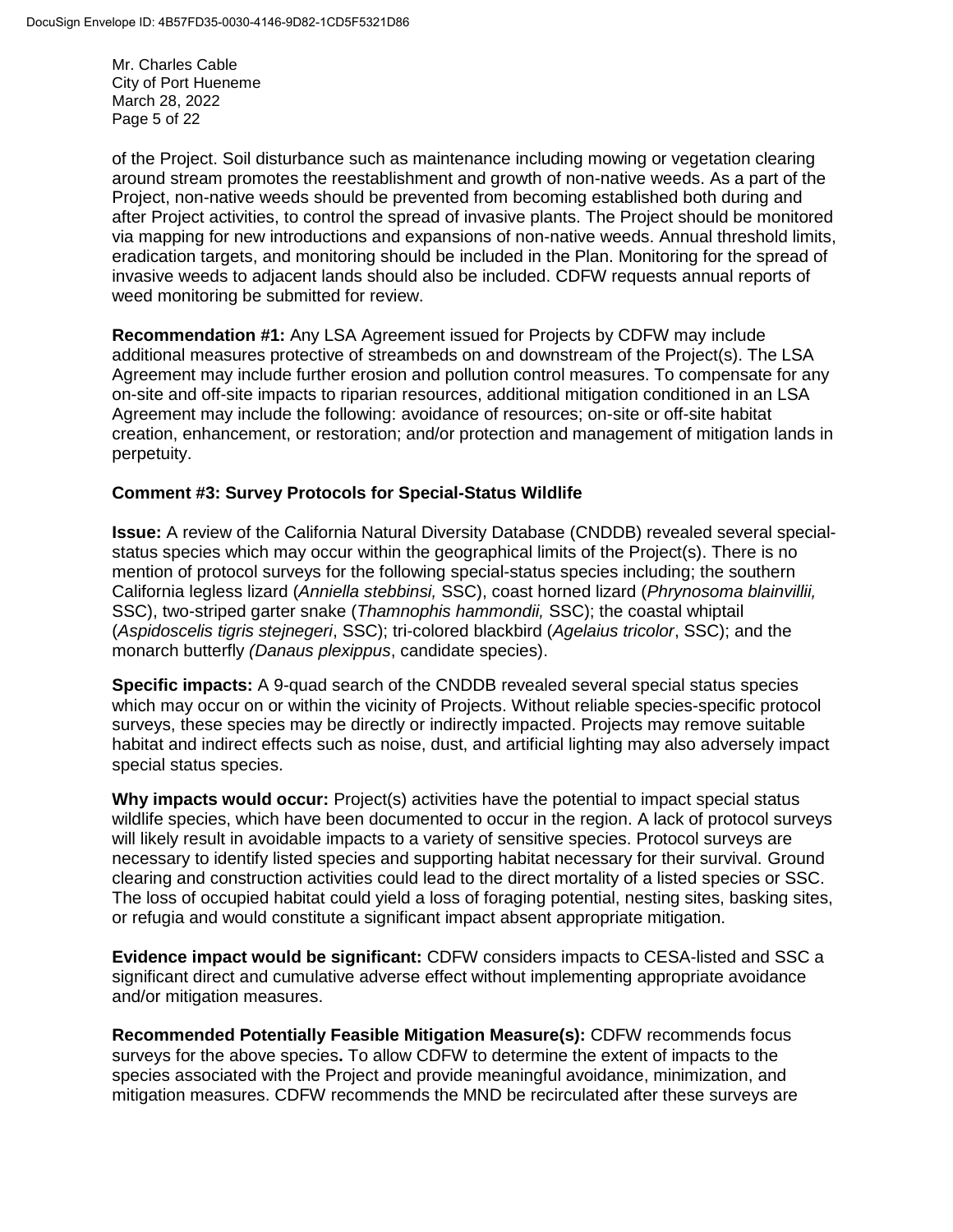of the Project. Soil disturbance such as maintenance including mowing or vegetation clearing around stream promotes the reestablishment and growth of non-native weeds. As a part of the Project, non-native weeds should be prevented from becoming established both during and after Project activities, to control the spread of invasive plants. The Project should be monitored via mapping for new introductions and expansions of non-native weeds. Annual threshold limits, eradication targets, and monitoring should be included in the Plan. Monitoring for the spread of invasive weeds to adjacent lands should also be included. CDFW requests annual reports of weed monitoring be submitted for review.

**Recommendation #1:** Any LSA Agreement issued for Projects by CDFW may include additional measures protective of streambeds on and downstream of the Project(s). The LSA Agreement may include further erosion and pollution control measures. To compensate for any on-site and off-site impacts to riparian resources, additional mitigation conditioned in an LSA Agreement may include the following: avoidance of resources; on-site or off-site habitat creation, enhancement, or restoration; and/or protection and management of mitigation lands in perpetuity.

**Comment #3: Survey Protocols for Special-Status Wildlife**

**Issue:** A review of the California Natural Diversity Database (CNDDB) revealed several special-status species which may occur within the geographical limits of the Project(s). There is no mention of protocol surveys for the following special-status species including; the southern California legless lizard (*Anniella stebbinsi,* SSC), coast horned lizard (*Phrynosoma blainvillii,* SSC), two-striped garter snake (*Thamnophis hammondii,* SSC); the coastal whiptail (*Aspidoscelis tigris stejnegeri*, SSC); tri-colored blackbird (*Agelaius tricolor*, SSC); and the monarch butterfly *(Danaus plexippus*, candidate species).

**Specific impacts:** A 9-quad search of the CNDDB revealed several special status species which may occur on or within the vicinity of Projects. Without reliable species-specific protocol surveys, these species may be directly or indirectly impacted. Projects may remove suitable habitat and indirect effects such as noise, dust, and artificial lighting may also adversely impact special status species.

**Why impacts would occur:** Project(s) activities have the potential to impact special status wildlife species, which have been documented to occur in the region. A lack of protocol surveys will likely result in avoidable impacts to a variety of sensitive species. Protocol surveys are necessary to identify listed species and supporting habitat necessary for their survival. Ground clearing and construction activities could lead to the direct mortality of a listed species or SSC. The loss of occupied habitat could yield a loss of foraging potential, nesting sites, basking sites, or refugia and would constitute a significant impact absent appropriate mitigation.

**Evidence impact would be significant:** CDFW considers impacts to CESA-listed and SSC a significant direct and cumulative adverse effect without implementing appropriate avoidance and/or mitigation measures.

**Recommended Potentially Feasible Mitigation Measure(s):** CDFW recommends focus surveys for the above species**.** To allow CDFW to determine the extent of impacts to the species associated with the Project and provide meaningful avoidance, minimization, and mitigation measures. CDFW recommends the MND be recirculated after these surveys are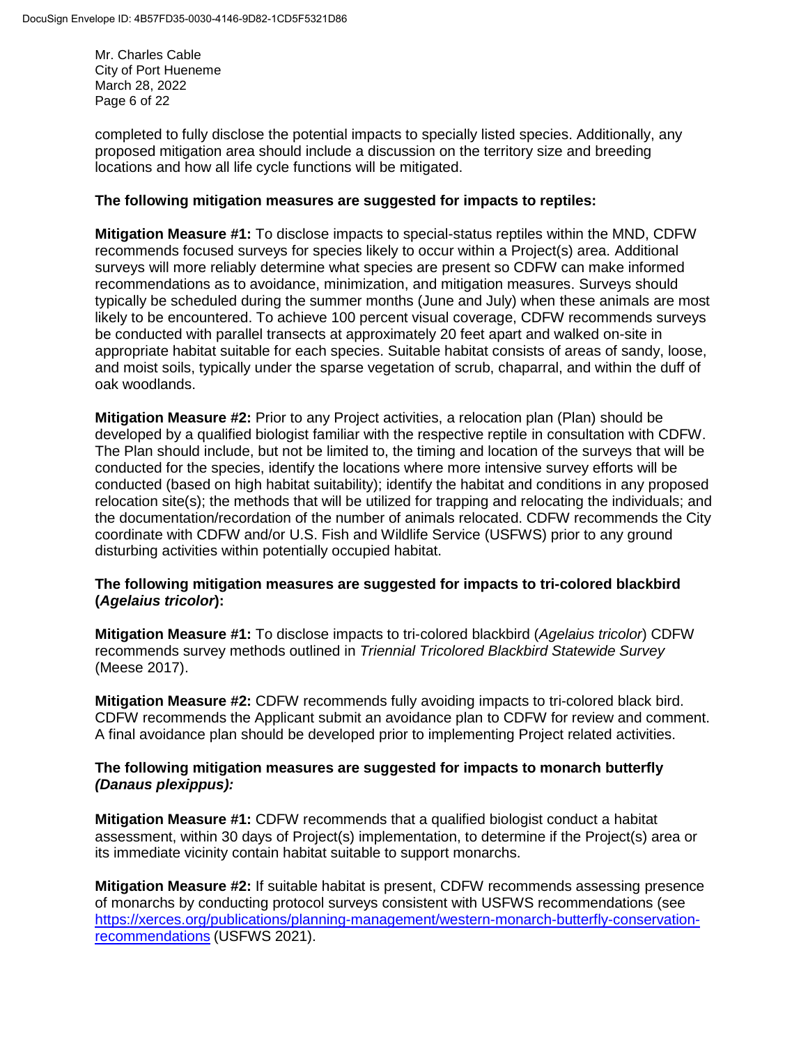completed to fully disclose the potential impacts to specially listed species. Additionally, any proposed mitigation area should include a discussion on the territory size and breeding locations and how all life cycle functions will be mitigated.

**The following mitigation measures are suggested for impacts to reptiles:**

**Mitigation Measure #1:** To disclose impacts to special-status reptiles within the MND, CDFW recommends focused surveys for species likely to occur within a Project(s) area. Additional surveys will more reliably determine what species are present so CDFW can make informed recommendations as to avoidance, minimization, and mitigation measures. Surveys should typically be scheduled during the summer months (June and July) when these animals are most likely to be encountered. To achieve 100 percent visual coverage, CDFW recommends surveys be conducted with parallel transects at approximately 20 feet apart and walked on-site in appropriate habitat suitable for each species. Suitable habitat consists of areas of sandy, loose, and moist soils, typically under the sparse vegetation of scrub, chaparral, and within the duff of oak woodlands.

**Mitigation Measure #2:** Prior to any Project activities, a relocation plan (Plan) should be developed by a qualified biologist familiar with the respective reptile in consultation with CDFW. The Plan should include, but not be limited to, the timing and location of the surveys that will be conducted for the species, identify the locations where more intensive survey efforts will be conducted (based on high habitat suitability); identify the habitat and conditions in any proposed relocation site(s); the methods that will be utilized for trapping and relocating the individuals; and the documentation/recordation of the number of animals relocated. CDFW recommends the City coordinate with CDFW and/or U.S. Fish and Wildlife Service (USFWS) prior to any ground disturbing activities within potentially occupied habitat.

**The following mitigation measures are suggested for impacts to tri-colored blackbird (*Agelaius tricolor*):**

**Mitigation Measure #1:** To disclose impacts to tri-colored blackbird (*Agelaius tricolor*) CDFW recommends survey methods outlined in *Triennial Tricolored Blackbird Statewide Survey* (Meese 2017).

**Mitigation Measure #2:** CDFW recommends fully avoiding impacts to tri-colored black bird. CDFW recommends the Applicant submit an avoidance plan to CDFW for review and comment. A final avoidance plan should be developed prior to implementing Project related activities.

**The following mitigation measures are suggested for impacts to monarch butterfly *(Danaus plexippus):***

**Mitigation Measure #1:** CDFW recommends that a qualified biologist conduct a habitat assessment, within 30 days of Project(s) implementation, to determine if the Project(s) area or its immediate vicinity contain habitat suitable to support monarchs.

**Mitigation Measure #2:** If suitable habitat is present, CDFW recommends assessing presence of monarchs by conducting protocol surveys consistent with USFWS recommendations (see [https://xerces.org/publications/planning-management/western-monarch-butterfly-conservation-recommendations](https://xerces.org/publications/planning-management/western-monarch-butterfly-conservation-recommendations) (USFWS 2021).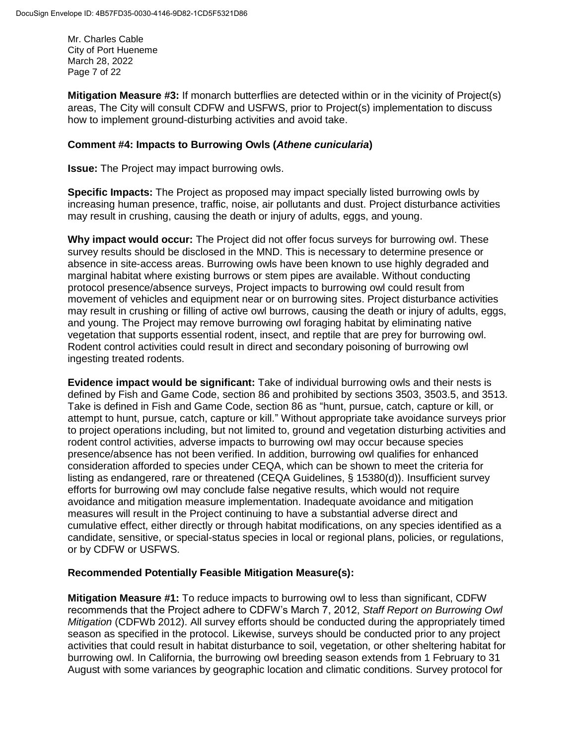**Mitigation Measure #3:** If monarch butterflies are detected within or in the vicinity of Project(s) areas, The City will consult CDFW and USFWS, prior to Project(s) implementation to discuss how to implement ground-disturbing activities and avoid take.

**Comment #4: Impacts to Burrowing Owls (*Athene cunicularia*)**

**Issue:** The Project may impact burrowing owls.

**Specific Impacts:** The Project as proposed may impact specially listed burrowing owls by increasing human presence, traffic, noise, air pollutants and dust. Project disturbance activities may result in crushing, causing the death or injury of adults, eggs, and young.

**Why impact would occur:** The Project did not offer focus surveys for burrowing owl. These survey results should be disclosed in the MND. This is necessary to determine presence or absence in site-access areas. Burrowing owls have been known to use highly degraded and marginal habitat where existing burrows or stem pipes are available. Without conducting protocol presence/absence surveys, Project impacts to burrowing owl could result from movement of vehicles and equipment near or on burrowing sites. Project disturbance activities may result in crushing or filling of active owl burrows, causing the death or injury of adults, eggs, and young. The Project may remove burrowing owl foraging habitat by eliminating native vegetation that supports essential rodent, insect, and reptile that are prey for burrowing owl. Rodent control activities could result in direct and secondary poisoning of burrowing owl ingesting treated rodents.

**Evidence impact would be significant:** Take of individual burrowing owls and their nests is defined by Fish and Game Code, section 86 and prohibited by sections 3503, 3503.5, and 3513. Take is defined in Fish and Game Code, section 86 as "hunt, pursue, catch, capture or kill, or attempt to hunt, pursue, catch, capture or kill." Without appropriate take avoidance surveys prior to project operations including, but not limited to, ground and vegetation disturbing activities and rodent control activities, adverse impacts to burrowing owl may occur because species presence/absence has not been verified. In addition, burrowing owl qualifies for enhanced consideration afforded to species under CEQA, which can be shown to meet the criteria for listing as endangered, rare or threatened (CEQA Guidelines, § 15380(d)). Insufficient survey efforts for burrowing owl may conclude false negative results, which would not require avoidance and mitigation measure implementation. Inadequate avoidance and mitigation measures will result in the Project continuing to have a substantial adverse direct and cumulative effect, either directly or through habitat modifications, on any species identified as a candidate, sensitive, or special-status species in local or regional plans, policies, or regulations, or by CDFW or USFWS.

**Recommended Potentially Feasible Mitigation Measure(s):**

**Mitigation Measure #1:** To reduce impacts to burrowing owl to less than significant, CDFW recommends that the Project adhere to CDFW's March 7, 2012, *Staff Report on Burrowing Owl Mitigation* (CDFWb 2012). All survey efforts should be conducted during the appropriately timed season as specified in the protocol. Likewise, surveys should be conducted prior to any project activities that could result in habitat disturbance to soil, vegetation, or other sheltering habitat for burrowing owl. In California, the burrowing owl breeding season extends from 1 February to 31 August with some variances by geographic location and climatic conditions. Survey protocol for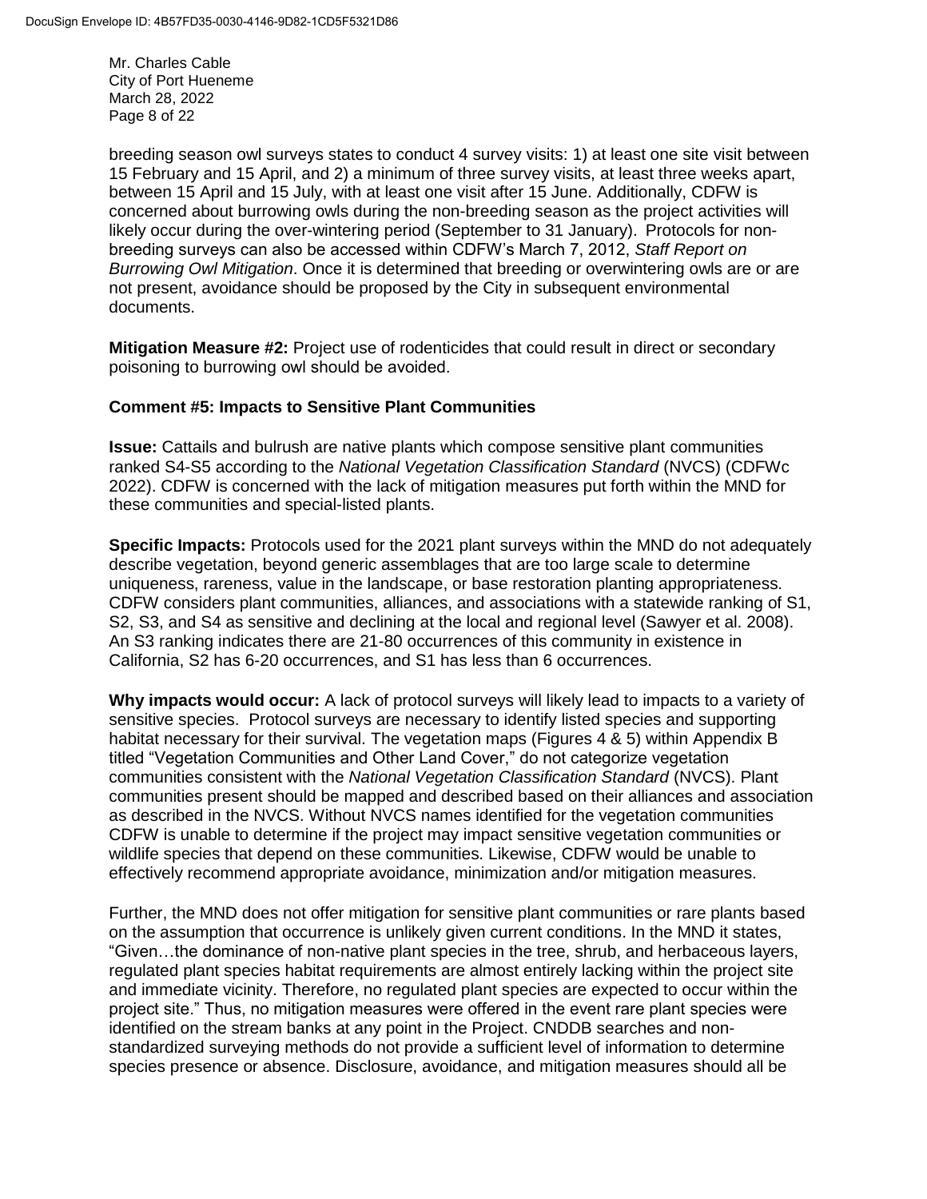breeding season owl surveys states to conduct 4 survey visits: 1) at least one site visit between 15 February and 15 April, and 2) a minimum of three survey visits, at least three weeks apart, between 15 April and 15 July, with at least one visit after 15 June. Additionally, CDFW is concerned about burrowing owls during the non-breeding season as the project activities will likely occur during the over-wintering period (September to 31 January). Protocols for non-breeding surveys can also be accessed within CDFW's March 7, 2012, *Staff Report on Burrowing Owl Mitigation*. Once it is determined that breeding or overwintering owls are or are not present, avoidance should be proposed by the City in subsequent environmental documents.

**Mitigation Measure #2:** Project use of rodenticides that could result in direct or secondary poisoning to burrowing owl should be avoided.

**Comment #5: Impacts to Sensitive Plant Communities**

**Issue:** Cattails and bulrush are native plants which compose sensitive plant communities ranked S4-S5 according to the *National Vegetation Classification Standard* (NVCS) (CDFWc 2022). CDFW is concerned with the lack of mitigation measures put forth within the MND for these communities and special-listed plants.

**Specific Impacts:** Protocols used for the 2021 plant surveys within the MND do not adequately describe vegetation, beyond generic assemblages that are too large scale to determine uniqueness, rareness, value in the landscape, or base restoration planting appropriateness. CDFW considers plant communities, alliances, and associations with a statewide ranking of S1, S2, S3, and S4 as sensitive and declining at the local and regional level (Sawyer et al. 2008). An S3 ranking indicates there are 21-80 occurrences of this community in existence in California, S2 has 6-20 occurrences, and S1 has less than 6 occurrences.

**Why impacts would occur:** A lack of protocol surveys will likely lead to impacts to a variety of sensitive species. Protocol surveys are necessary to identify listed species and supporting habitat necessary for their survival. The vegetation maps (Figures 4 & 5) within Appendix B titled "Vegetation Communities and Other Land Cover," do not categorize vegetation communities consistent with the *National Vegetation Classification Standard* (NVCS). Plant communities present should be mapped and described based on their alliances and association as described in the NVCS. Without NVCS names identified for the vegetation communities CDFW is unable to determine if the project may impact sensitive vegetation communities or wildlife species that depend on these communities. Likewise, CDFW would be unable to effectively recommend appropriate avoidance, minimization and/or mitigation measures.

Further, the MND does not offer mitigation for sensitive plant communities or rare plants based on the assumption that occurrence is unlikely given current conditions. In the MND it states, "Given…the dominance of non-native plant species in the tree, shrub, and herbaceous layers, regulated plant species habitat requirements are almost entirely lacking within the project site and immediate vicinity. Therefore, no regulated plant species are expected to occur within the project site." Thus, no mitigation measures were offered in the event rare plant species were identified on the stream banks at any point in the Project. CNDDB searches and non-standardized surveying methods do not provide a sufficient level of information to determine species presence or absence. Disclosure, avoidance, and mitigation measures should all be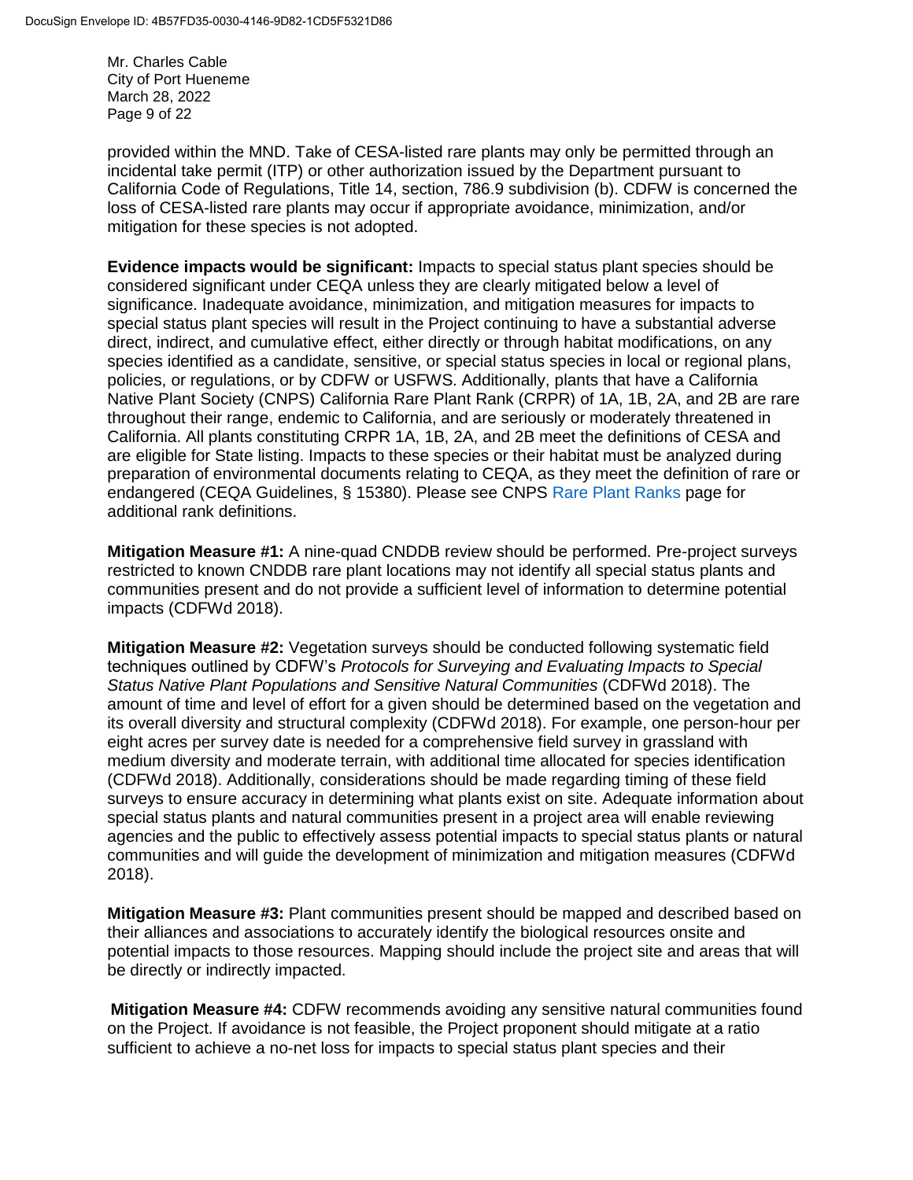provided within the MND. Take of CESA-listed rare plants may only be permitted through an incidental take permit (ITP) or other authorization issued by the Department pursuant to California Code of Regulations, Title 14, section, 786.9 subdivision (b). CDFW is concerned the loss of CESA-listed rare plants may occur if appropriate avoidance, minimization, and/or mitigation for these species is not adopted.

**Evidence impacts would be significant:** Impacts to special status plant species should be considered significant under CEQA unless they are clearly mitigated below a level of significance. Inadequate avoidance, minimization, and mitigation measures for impacts to special status plant species will result in the Project continuing to have a substantial adverse direct, indirect, and cumulative effect, either directly or through habitat modifications, on any species identified as a candidate, sensitive, or special status species in local or regional plans, policies, or regulations, or by CDFW or USFWS. Additionally, plants that have a California Native Plant Society (CNPS) California Rare Plant Rank (CRPR) of 1A, 1B, 2A, and 2B are rare throughout their range, endemic to California, and are seriously or moderately threatened in California. All plants constituting CRPR 1A, 1B, 2A, and 2B meet the definitions of CESA and are eligible for State listing. Impacts to these species or their habitat must be analyzed during preparation of environmental documents relating to CEQA, as they meet the definition of rare or endangered (CEQA Guidelines, § 15380). Please see CNPS Rare Plant Ranks page for additional rank definitions.

**Mitigation Measure #1:** A nine-quad CNDDB review should be performed. Pre-project surveys restricted to known CNDDB rare plant locations may not identify all special status plants and communities present and do not provide a sufficient level of information to determine potential impacts (CDFWd 2018).

**Mitigation Measure #2:** Vegetation surveys should be conducted following systematic field techniques outlined by CDFW's *Protocols for Surveying and Evaluating Impacts to Special Status Native Plant Populations and Sensitive Natural Communities* (CDFWd 2018). The amount of time and level of effort for a given should be determined based on the vegetation and its overall diversity and structural complexity (CDFWd 2018). For example, one person-hour per eight acres per survey date is needed for a comprehensive field survey in grassland with medium diversity and moderate terrain, with additional time allocated for species identification (CDFWd 2018). Additionally, considerations should be made regarding timing of these field surveys to ensure accuracy in determining what plants exist on site. Adequate information about special status plants and natural communities present in a project area will enable reviewing agencies and the public to effectively assess potential impacts to special status plants or natural communities and will guide the development of minimization and mitigation measures (CDFWd 2018).

**Mitigation Measure #3:** Plant communities present should be mapped and described based on their alliances and associations to accurately identify the biological resources onsite and potential impacts to those resources. Mapping should include the project site and areas that will be directly or indirectly impacted.

**Mitigation Measure #4:** CDFW recommends avoiding any sensitive natural communities found on the Project. If avoidance is not feasible, the Project proponent should mitigate at a ratio sufficient to achieve a no-net loss for impacts to special status plant species and their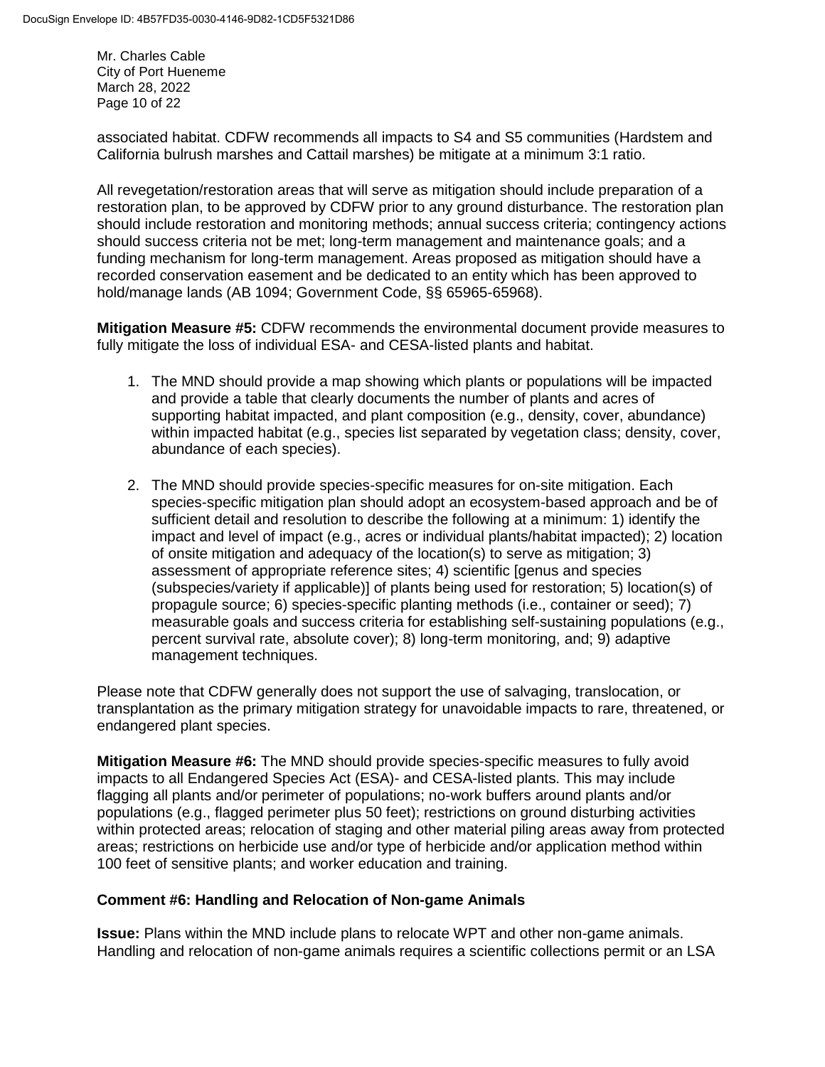associated habitat. CDFW recommends all impacts to S4 and S5 communities (Hardstem and California bulrush marshes and Cattail marshes) be mitigate at a minimum 3:1 ratio.

All revegetation/restoration areas that will serve as mitigation should include preparation of a restoration plan, to be approved by CDFW prior to any ground disturbance. The restoration plan should include restoration and monitoring methods; annual success criteria; contingency actions should success criteria not be met; long-term management and maintenance goals; and a funding mechanism for long-term management. Areas proposed as mitigation should have a recorded conservation easement and be dedicated to an entity which has been approved to hold/manage lands (AB 1094; Government Code, §§ 65965-65968).

**Mitigation Measure #5:** CDFW recommends the environmental document provide measures to fully mitigate the loss of individual ESA- and CESA-listed plants and habitat.

1. The MND should provide a map showing which plants or populations will be impacted and provide a table that clearly documents the number of plants and acres of supporting habitat impacted, and plant composition (e.g., density, cover, abundance) within impacted habitat (e.g., species list separated by vegetation class; density, cover, abundance of each species).
2. The MND should provide species-specific measures for on-site mitigation. Each species-specific mitigation plan should adopt an ecosystem-based approach and be of sufficient detail and resolution to describe the following at a minimum: 1) identify the impact and level of impact (e.g., acres or individual plants/habitat impacted); 2) location of onsite mitigation and adequacy of the location(s) to serve as mitigation; 3) assessment of appropriate reference sites; 4) scientific [genus and species (subspecies/variety if applicable)] of plants being used for restoration; 5) location(s) of propagule source; 6) species-specific planting methods (i.e., container or seed); 7) measurable goals and success criteria for establishing self-sustaining populations (e.g., percent survival rate, absolute cover); 8) long-term monitoring, and; 9) adaptive management techniques.

Please note that CDFW generally does not support the use of salvaging, translocation, or transplantation as the primary mitigation strategy for unavoidable impacts to rare, threatened, or endangered plant species.

**Mitigation Measure #6:** The MND should provide species-specific measures to fully avoid impacts to all Endangered Species Act (ESA)- and CESA-listed plants. This may include flagging all plants and/or perimeter of populations; no-work buffers around plants and/or populations (e.g., flagged perimeter plus 50 feet); restrictions on ground disturbing activities within protected areas; relocation of staging and other material piling areas away from protected areas; restrictions on herbicide use and/or type of herbicide and/or application method within 100 feet of sensitive plants; and worker education and training.

**Comment #6: Handling and Relocation of Non-game Animals**

**Issue:** Plans within the MND include plans to relocate WPT and other non-game animals. Handling and relocation of non-game animals requires a scientific collections permit or an LSA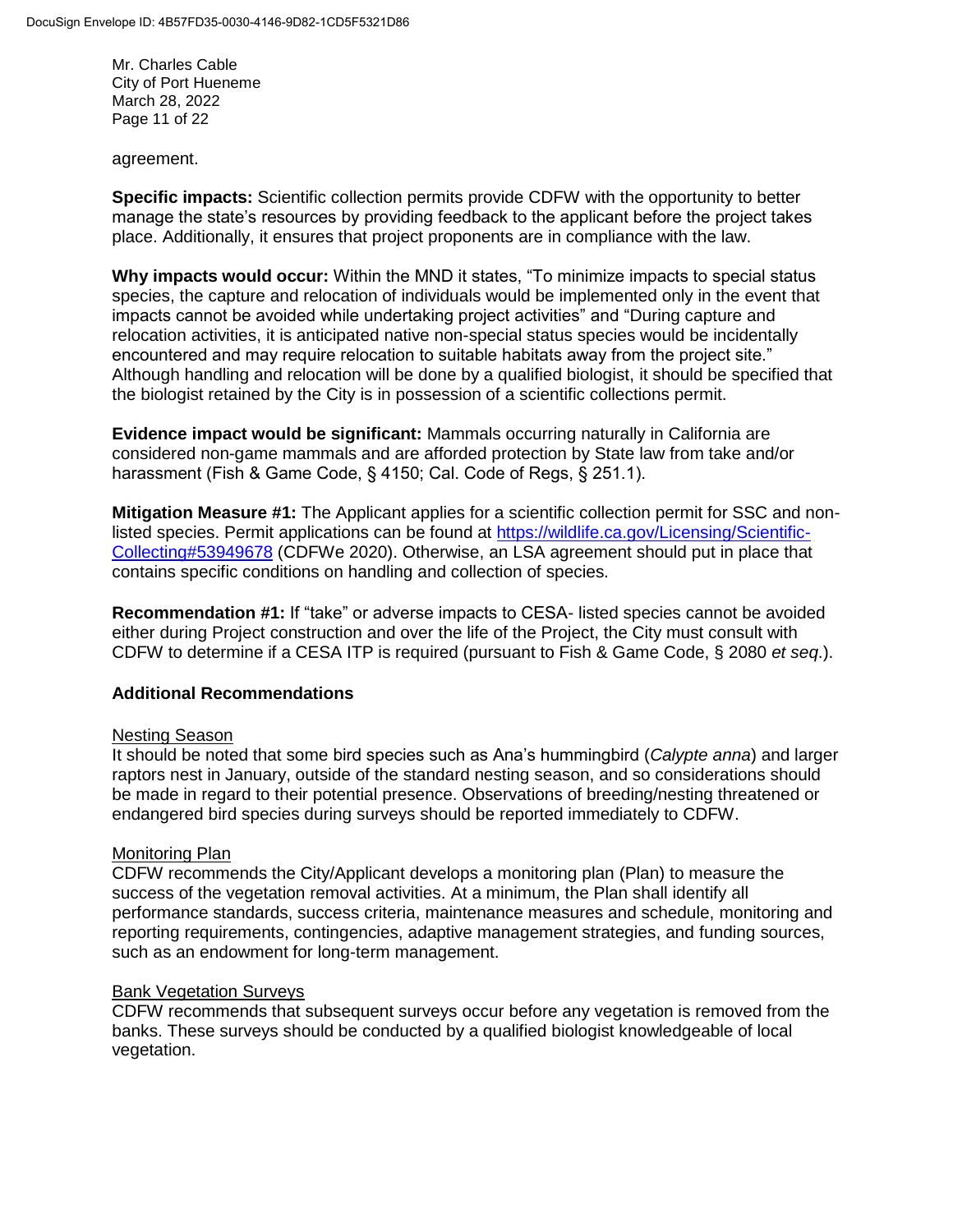agreement.

**Specific impacts:** Scientific collection permits provide CDFW with the opportunity to better manage the state's resources by providing feedback to the applicant before the project takes place. Additionally, it ensures that project proponents are in compliance with the law.

**Why impacts would occur:** Within the MND it states, "To minimize impacts to special status species, the capture and relocation of individuals would be implemented only in the event that impacts cannot be avoided while undertaking project activities" and "During capture and relocation activities, it is anticipated native non-special status species would be incidentally encountered and may require relocation to suitable habitats away from the project site." Although handling and relocation will be done by a qualified biologist, it should be specified that the biologist retained by the City is in possession of a scientific collections permit.

**Evidence impact would be significant:** Mammals occurring naturally in California are considered non-game mammals and are afforded protection by State law from take and/or harassment (Fish & Game Code, § 4150; Cal. Code of Regs, § 251.1).

**Mitigation Measure #1:** The Applicant applies for a scientific collection permit for SSC and non-listed species. Permit applications can be found at [https://wildlife.ca.gov/Licensing/Scientific-Collecting#53949678](https://wildlife.ca.gov/Licensing/Scientific-Collecting#53949678) (CDFWe 2020). Otherwise, an LSA agreement should put in place that contains specific conditions on handling and collection of species.

**Recommendation #1:** If "take" or adverse impacts to CESA- listed species cannot be avoided either during Project construction and over the life of the Project, the City must consult with CDFW to determine if a CESA ITP is required (pursuant to Fish & Game Code, § 2080 *et seq.*).

## Additional Recommendations

Nesting Season

It should be noted that some bird species such as Ana's hummingbird (*Calypte anna*) and larger raptors nest in January, outside of the standard nesting season, and so considerations should be made in regard to their potential presence. Observations of breeding/nesting threatened or endangered bird species during surveys should be reported immediately to CDFW.

Monitoring Plan

CDFW recommends the City/Applicant develops a monitoring plan (Plan) to measure the success of the vegetation removal activities. At a minimum, the Plan shall identify all performance standards, success criteria, maintenance measures and schedule, monitoring and reporting requirements, contingencies, adaptive management strategies, and funding sources, such as an endowment for long-term management.

Bank Vegetation Surveys

CDFW recommends that subsequent surveys occur before any vegetation is removed from the banks. These surveys should be conducted by a qualified biologist knowledgeable of local vegetation.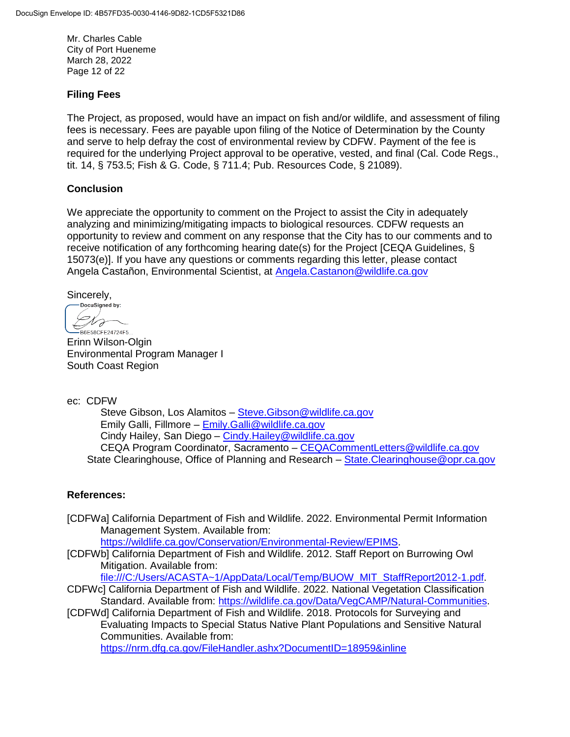### Filing Fees

The Project, as proposed, would have an impact on fish and/or wildlife, and assessment of filing fees is necessary. Fees are payable upon filing of the Notice of Determination by the County and serve to help defray the cost of environmental review by CDFW. Payment of the fee is required for the underlying Project approval to be operative, vested, and final (Cal. Code Regs., tit. 14, § 753.5; Fish & G. Code, § 711.4; Pub. Resources Code, § 21089).

### Conclusion

We appreciate the opportunity to comment on the Project to assist the City in adequately analyzing and minimizing/mitigating impacts to biological resources. CDFW requests an opportunity to review and comment on any response that the City has to our comments and to receive notification of any forthcoming hearing date(s) for the Project [CEQA Guidelines, § 15073(e)]. If you have any questions or comments regarding this letter, please contact Angela Castañon, Environmental Scientist, at Angela.Castanon@wildlife.ca.gov

Sincerely,

DocuSigned by:
B6E58CFE24724F5...

Erinn Wilson-Olgin
Environmental Program Manager I
South Coast Region

ec: CDFW
- Steve Gibson, Los Alamitos – Steve.Gibson@wildlife.ca.gov
- Emily Galli, Fillmore – Emily.Galli@wildlife.ca.gov
- Cindy Hailey, San Diego – Cindy.Hailey@wildlife.ca.gov
- CEQA Program Coordinator, Sacramento – CEQACommentLetters@wildlife.ca.gov

State Clearinghouse, Office of Planning and Research – State.Clearinghouse@opr.ca.gov

### References:

[CDFWa] California Department of Fish and Wildlife. 2022. Environmental Permit Information Management System. Available from: https://wildlife.ca.gov/Conservation/Environmental-Review/EPIMS.

[CDFWb] California Department of Fish and Wildlife. 2012. Staff Report on Burrowing Owl Mitigation. Available from: file:///C:/Users/ACASTA~1/AppData/Local/Temp/BUOW_MIT_StaffReport2012-1.pdf.

CDFWc] California Department of Fish and Wildlife. 2022. National Vegetation Classification Standard. Available from: https://wildlife.ca.gov/Data/VegCAMP/Natural-Communities.

[CDFWd] California Department of Fish and Wildlife. 2018. Protocols for Surveying and Evaluating Impacts to Special Status Native Plant Populations and Sensitive Natural Communities. Available from: https://nrm.dfg.ca.gov/FileHandler.ashx?DocumentID=18959&inline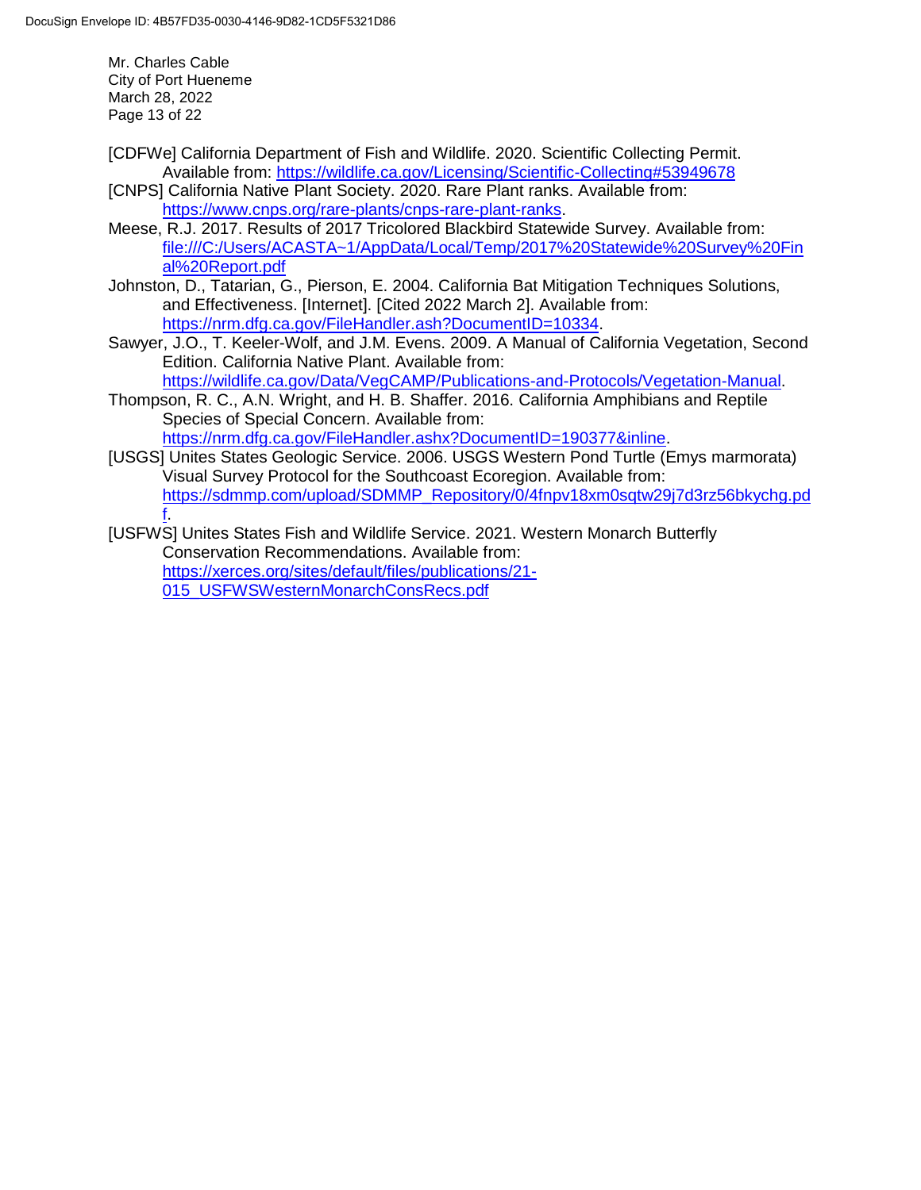[CDFWe] California Department of Fish and Wildlife. 2020. Scientific Collecting Permit. Available from: https://wildlife.ca.gov/Licensing/Scientific-Collecting#53949678

[CNPS] California Native Plant Society. 2020. Rare Plant ranks. Available from: https://www.cnps.org/rare-plants/cnps-rare-plant-ranks.

Meese, R.J. 2017. Results of 2017 Tricolored Blackbird Statewide Survey. Available from: file:///C:/Users/ACASTA~1/AppData/Local/Temp/2017%20Statewide%20Survey%20Final%20Report.pdf

Johnston, D., Tatarian, G., Pierson, E. 2004. California Bat Mitigation Techniques Solutions, and Effectiveness. [Internet]. [Cited 2022 March 2]. Available from: https://nrm.dfg.ca.gov/FileHandler.ash?DocumentID=10334.

Sawyer, J.O., T. Keeler-Wolf, and J.M. Evens. 2009. A Manual of California Vegetation, Second Edition. California Native Plant. Available from: https://wildlife.ca.gov/Data/VegCAMP/Publications-and-Protocols/Vegetation-Manual.

Thompson, R. C., A.N. Wright, and H. B. Shaffer. 2016. California Amphibians and Reptile Species of Special Concern. Available from: https://nrm.dfg.ca.gov/FileHandler.ashx?DocumentID=190377&inline.

[USGS] Unites States Geologic Service. 2006. USGS Western Pond Turtle (Emys marmorata) Visual Survey Protocol for the Southcoast Ecoregion. Available from: https://sdmmp.com/upload/SDMMP_Repository/0/4fnpv18xm0sqtw29j7d3rz56bkychg.pdf.

[USFWS] Unites States Fish and Wildlife Service. 2021. Western Monarch Butterfly Conservation Recommendations. Available from: https://xerces.org/sites/default/files/publications/21-015_USFWSWesternMonarchConsRecs.pdf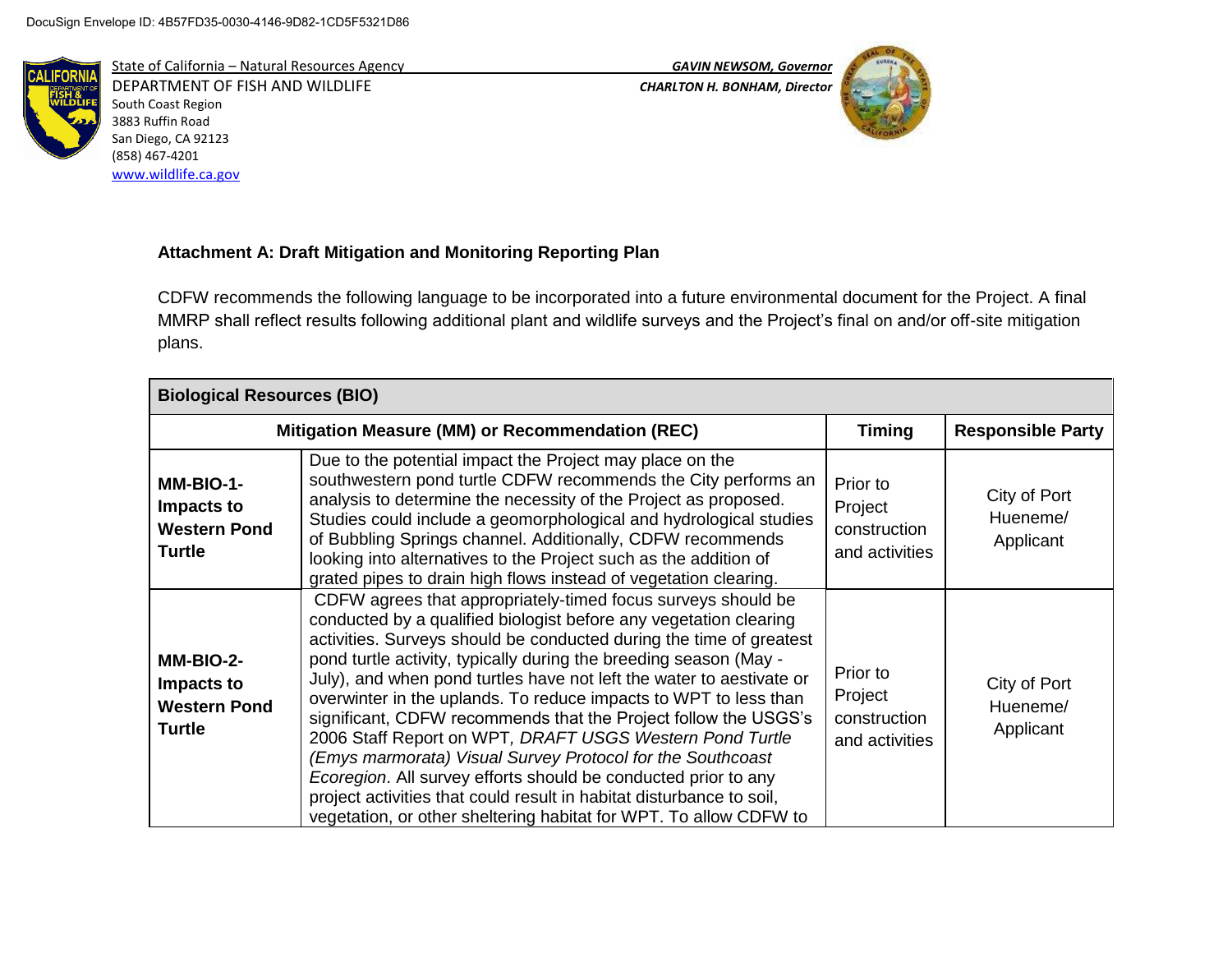DocuSign Envelope ID: 4B57FD35-0030-4146-9D82-1CD5F5321D86

State of California – Natural Resources Agency
DEPARTMENT OF FISH AND WILDLIFE
South Coast Region
3883 Ruffin Road
San Diego, CA 92123
(858) 467-4201
www.wildlife.ca.gov

*GAVIN NEWSOM, Governor*
*CHARLTON H. BONHAM, Director*

**Attachment A: Draft Mitigation and Monitoring Reporting Plan**

CDFW recommends the following language to be incorporated into a future environmental document for the Project. A final MMRP shall reflect results following additional plant and wildlife surveys and the Project's final on and/or off-site mitigation plans.

| **Biological Resources (BIO)** | | | |
|---|---|---|---|
| **Mitigation Measure (MM) or Recommendation (REC)** | | **Timing** | **Responsible Party** |
| **MM-BIO-1-Impacts to Western Pond Turtle** | Due to the potential impact the Project may place on the southwestern pond turtle CDFW recommends the City performs an analysis to determine the necessity of the Project as proposed. Studies could include a geomorphological and hydrological studies of Bubbling Springs channel. Additionally, CDFW recommends looking into alternatives to the Project such as the addition of grated pipes to drain high flows instead of vegetation clearing. | Prior to Project construction and activities | City of Port Hueneme/ Applicant |
| **MM-BIO-2-Impacts to Western Pond Turtle** | CDFW agrees that appropriately-timed focus surveys should be conducted by a qualified biologist before any vegetation clearing activities. Surveys should be conducted during the time of greatest pond turtle activity, typically during the breeding season (May - July), and when pond turtles have not left the water to aestivate or overwinter in the uplands. To reduce impacts to WPT to less than significant, CDFW recommends that the Project follow the USGS's 2006 Staff Report on WPT, *DRAFT USGS Western Pond Turtle (Emys marmorata) Visual Survey Protocol for the Southcoast Ecoregion*. All survey efforts should be conducted prior to any project activities that could result in habitat disturbance to soil, vegetation, or other sheltering habitat for WPT. To allow CDFW to | Prior to Project construction and activities | City of Port Hueneme/ Applicant |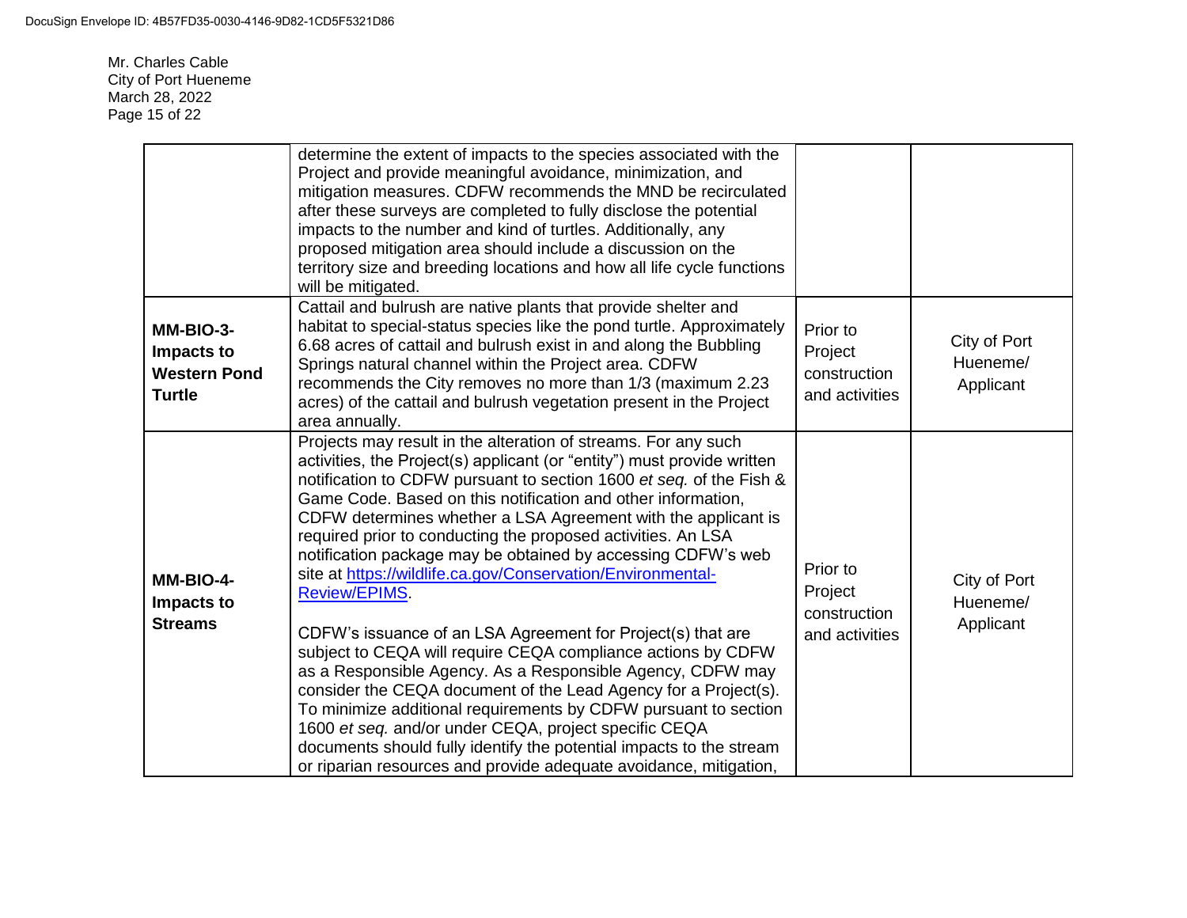| | | | |
|---|---|---|---|
| | determine the extent of impacts to the species associated with the Project and provide meaningful avoidance, minimization, and mitigation measures. CDFW recommends the MND be recirculated after these surveys are completed to fully disclose the potential impacts to the number and kind of turtles. Additionally, any proposed mitigation area should include a discussion on the territory size and breeding locations and how all life cycle functions will be mitigated. | | |
| **MM-BIO-3- Impacts to Western Pond Turtle** | Cattail and bulrush are native plants that provide shelter and habitat to special-status species like the pond turtle. Approximately 6.68 acres of cattail and bulrush exist in and along the Bubbling Springs natural channel within the Project area. CDFW recommends the City removes no more than 1/3 (maximum 2.23 acres) of the cattail and bulrush vegetation present in the Project area annually. | Prior to Project construction and activities | City of Port Hueneme/ Applicant |
| **MM-BIO-4- Impacts to Streams** | Projects may result in the alteration of streams. For any such activities, the Project(s) applicant (or "entity") must provide written notification to CDFW pursuant to section 1600 *et seq.* of the Fish & Game Code. Based on this notification and other information, CDFW determines whether a LSA Agreement with the applicant is required prior to conducting the proposed activities. An LSA notification package may be obtained by accessing CDFW's web site at [https://wildlife.ca.gov/Conservation/Environmental-Review/EPIMS](https://wildlife.ca.gov/Conservation/Environmental-Review/EPIMS).<br><br>CDFW's issuance of an LSA Agreement for Project(s) that are subject to CEQA will require CEQA compliance actions by CDFW as a Responsible Agency. As a Responsible Agency, CDFW may consider the CEQA document of the Lead Agency for a Project(s). To minimize additional requirements by CDFW pursuant to section 1600 *et seq.* and/or under CEQA, project specific CEQA documents should fully identify the potential impacts to the stream or riparian resources and provide adequate avoidance, mitigation, | Prior to Project construction and activities | City of Port Hueneme/ Applicant |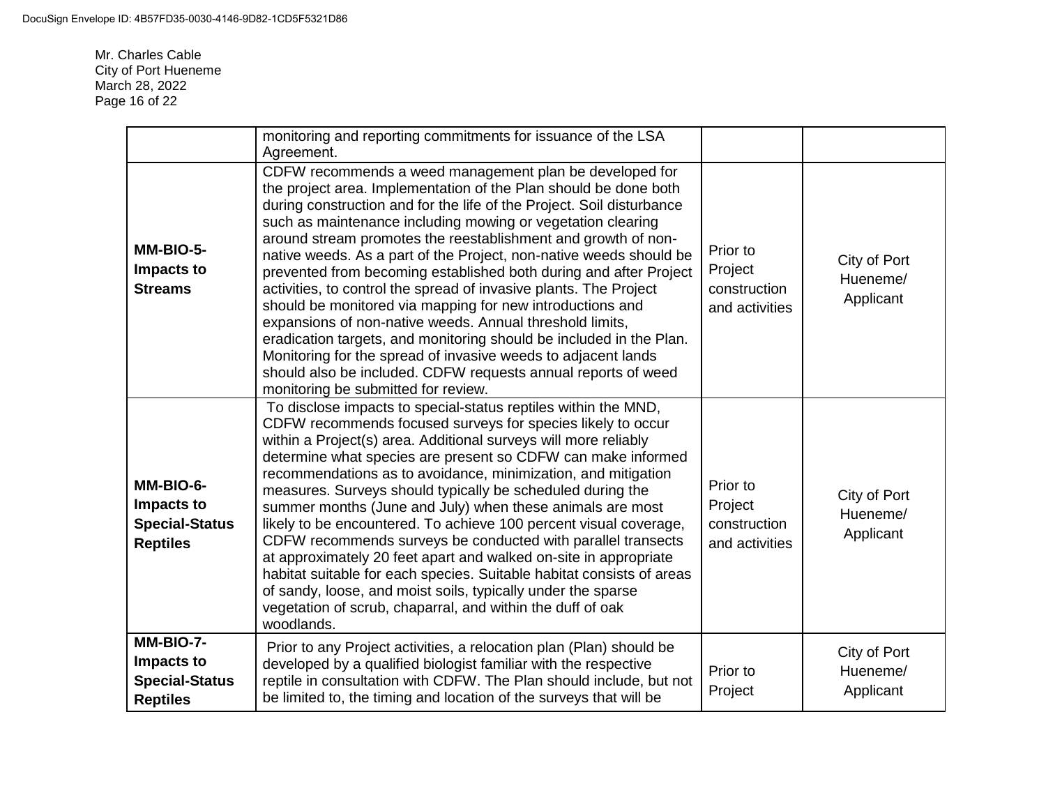| | monitoring and reporting commitments for issuance of the LSA Agreement. | | |
|---|---|---|---|
| **MM-BIO-5- Impacts to Streams** | CDFW recommends a weed management plan be developed for the project area. Implementation of the Plan should be done both during construction and for the life of the Project. Soil disturbance such as maintenance including mowing or vegetation clearing around stream promotes the reestablishment and growth of non-native weeds. As a part of the Project, non-native weeds should be prevented from becoming established both during and after Project activities, to control the spread of invasive plants. The Project should be monitored via mapping for new introductions and expansions of non-native weeds. Annual threshold limits, eradication targets, and monitoring should be included in the Plan. Monitoring for the spread of invasive weeds to adjacent lands should also be included. CDFW requests annual reports of weed monitoring be submitted for review. | Prior to Project construction and activities | City of Port Hueneme/ Applicant |
| **MM-BIO-6- Impacts to Special-Status Reptiles** | To disclose impacts to special-status reptiles within the MND, CDFW recommends focused surveys for species likely to occur within a Project(s) area. Additional surveys will more reliably determine what species are present so CDFW can make informed recommendations as to avoidance, minimization, and mitigation measures. Surveys should typically be scheduled during the summer months (June and July) when these animals are most likely to be encountered. To achieve 100 percent visual coverage, CDFW recommends surveys be conducted with parallel transects at approximately 20 feet apart and walked on-site in appropriate habitat suitable for each species. Suitable habitat consists of areas of sandy, loose, and moist soils, typically under the sparse vegetation of scrub, chaparral, and within the duff of oak woodlands. | Prior to Project construction and activities | City of Port Hueneme/ Applicant |
| **MM-BIO-7- Impacts to Special-Status Reptiles** | Prior to any Project activities, a relocation plan (Plan) should be developed by a qualified biologist familiar with the respective reptile in consultation with CDFW. The Plan should include, but not be limited to, the timing and location of the surveys that will be | Prior to Project | City of Port Hueneme/ Applicant |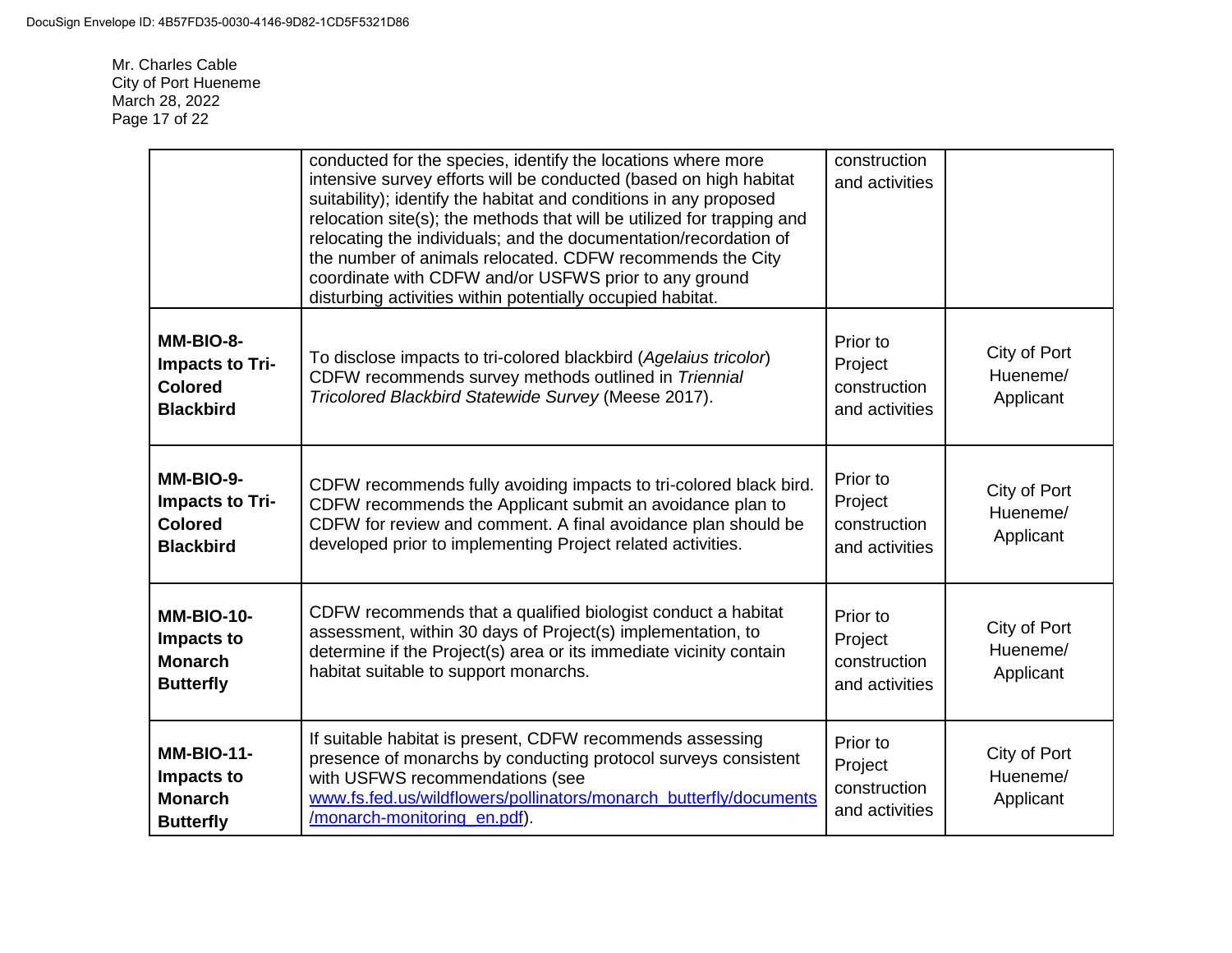| | | | |
|---|---|---|---|
| | conducted for the species, identify the locations where more intensive survey efforts will be conducted (based on high habitat suitability); identify the habitat and conditions in any proposed relocation site(s); the methods that will be utilized for trapping and relocating the individuals; and the documentation/recordation of the number of animals relocated. CDFW recommends the City coordinate with CDFW and/or USFWS prior to any ground disturbing activities within potentially occupied habitat. | construction and activities | |
| **MM-BIO-8- Impacts to Tri-Colored Blackbird** | To disclose impacts to tri-colored blackbird (*Agelaius tricolor*) CDFW recommends survey methods outlined in *Triennial Tricolored Blackbird Statewide Survey* (Meese 2017). | Prior to Project construction and activities | City of Port Hueneme/ Applicant |
| **MM-BIO-9- Impacts to Tri-Colored Blackbird** | CDFW recommends fully avoiding impacts to tri-colored black bird. CDFW recommends the Applicant submit an avoidance plan to CDFW for review and comment. A final avoidance plan should be developed prior to implementing Project related activities. | Prior to Project construction and activities | City of Port Hueneme/ Applicant |
| **MM-BIO-10- Impacts to Monarch Butterfly** | CDFW recommends that a qualified biologist conduct a habitat assessment, within 30 days of Project(s) implementation, to determine if the Project(s) area or its immediate vicinity contain habitat suitable to support monarchs. | Prior to Project construction and activities | City of Port Hueneme/ Applicant |
| **MM-BIO-11- Impacts to Monarch Butterfly** | If suitable habitat is present, CDFW recommends assessing presence of monarchs by conducting protocol surveys consistent with USFWS recommendations (see [www.fs.fed.us/wildflowers/pollinators/monarch_butterfly/documents/monarch-monitoring_en.pdf](www.fs.fed.us/wildflowers/pollinators/monarch_butterfly/documents/monarch-monitoring_en.pdf)). | Prior to Project construction and activities | City of Port Hueneme/ Applicant |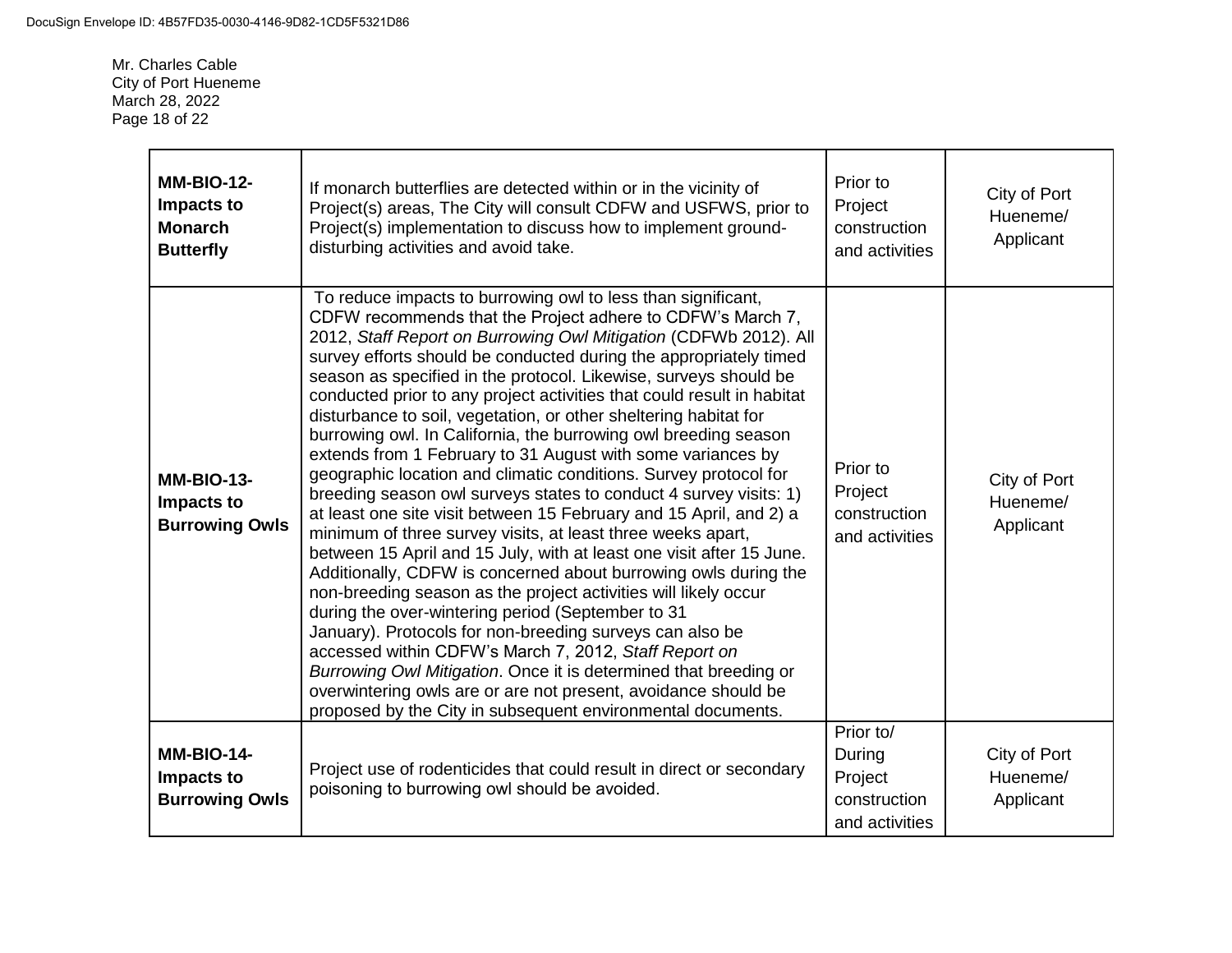| | | | |
|---|---|---|---|
| **MM-BIO-12- Impacts to Monarch Butterfly** | If monarch butterflies are detected within or in the vicinity of Project(s) areas, The City will consult CDFW and USFWS, prior to Project(s) implementation to discuss how to implement ground-disturbing activities and avoid take. | Prior to Project construction and activities | City of Port Hueneme/ Applicant |
| **MM-BIO-13- Impacts to Burrowing Owls** | To reduce impacts to burrowing owl to less than significant, CDFW recommends that the Project adhere to CDFW's March 7, 2012, *Staff Report on Burrowing Owl Mitigation* (CDFWb 2012). All survey efforts should be conducted during the appropriately timed season as specified in the protocol. Likewise, surveys should be conducted prior to any project activities that could result in habitat disturbance to soil, vegetation, or other sheltering habitat for burrowing owl. In California, the burrowing owl breeding season extends from 1 February to 31 August with some variances by geographic location and climatic conditions. Survey protocol for breeding season owl surveys states to conduct 4 survey visits: 1) at least one site visit between 15 February and 15 April, and 2) a minimum of three survey visits, at least three weeks apart, between 15 April and 15 July, with at least one visit after 15 June. Additionally, CDFW is concerned about burrowing owls during the non-breeding season as the project activities will likely occur during the over-wintering period (September to 31 January). Protocols for non-breeding surveys can also be accessed within CDFW's March 7, 2012, *Staff Report on Burrowing Owl Mitigation*. Once it is determined that breeding or overwintering owls are or are not present, avoidance should be proposed by the City in subsequent environmental documents. | Prior to Project construction and activities | City of Port Hueneme/ Applicant |
| **MM-BIO-14- Impacts to Burrowing Owls** | Project use of rodenticides that could result in direct or secondary poisoning to burrowing owl should be avoided. | Prior to/ During Project construction and activities | City of Port Hueneme/ Applicant |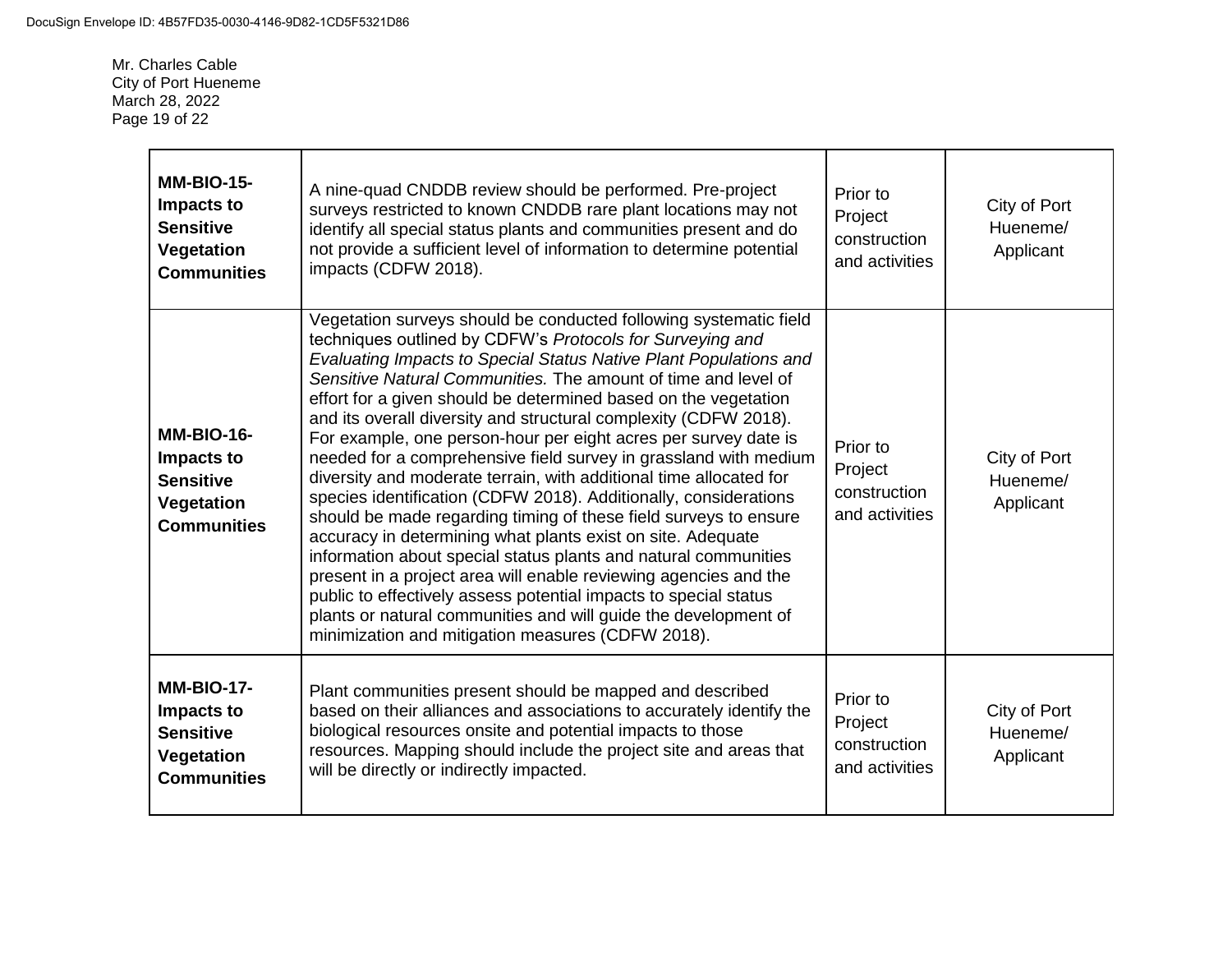| **MM-BIO-15- Impacts to Sensitive Vegetation Communities** | A nine-quad CNDDB review should be performed. Pre-project surveys restricted to known CNDDB rare plant locations may not identify all special status plants and communities present and do not provide a sufficient level of information to determine potential impacts (CDFW 2018). | Prior to Project construction and activities | City of Port Hueneme/ Applicant |
|---|---|---|---|
| **MM-BIO-16- Impacts to Sensitive Vegetation Communities** | Vegetation surveys should be conducted following systematic field techniques outlined by CDFW's *Protocols for Surveying and Evaluating Impacts to Special Status Native Plant Populations and Sensitive Natural Communities.* The amount of time and level of effort for a given should be determined based on the vegetation and its overall diversity and structural complexity (CDFW 2018). For example, one person-hour per eight acres per survey date is needed for a comprehensive field survey in grassland with medium diversity and moderate terrain, with additional time allocated for species identification (CDFW 2018). Additionally, considerations should be made regarding timing of these field surveys to ensure accuracy in determining what plants exist on site. Adequate information about special status plants and natural communities present in a project area will enable reviewing agencies and the public to effectively assess potential impacts to special status plants or natural communities and will guide the development of minimization and mitigation measures (CDFW 2018). | Prior to Project construction and activities | City of Port Hueneme/ Applicant |
| **MM-BIO-17- Impacts to Sensitive Vegetation Communities** | Plant communities present should be mapped and described based on their alliances and associations to accurately identify the biological resources onsite and potential impacts to those resources. Mapping should include the project site and areas that will be directly or indirectly impacted. | Prior to Project construction and activities | City of Port Hueneme/ Applicant |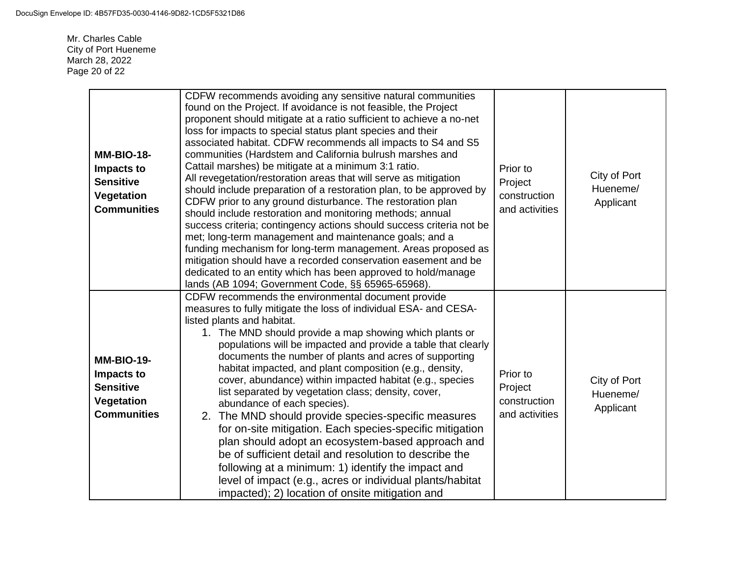| | | | |
|---|---|---|---|
| **MM-BIO-18- Impacts to Sensitive Vegetation Communities** | CDFW recommends avoiding any sensitive natural communities found on the Project. If avoidance is not feasible, the Project proponent should mitigate at a ratio sufficient to achieve a no-net loss for impacts to special status plant species and their associated habitat. CDFW recommends all impacts to S4 and S5 communities (Hardstem and California bulrush marshes and Cattail marshes) be mitigate at a minimum 3:1 ratio. All revegetation/restoration areas that will serve as mitigation should include preparation of a restoration plan, to be approved by CDFW prior to any ground disturbance. The restoration plan should include restoration and monitoring methods; annual success criteria; contingency actions should success criteria not be met; long-term management and maintenance goals; and a funding mechanism for long-term management. Areas proposed as mitigation should have a recorded conservation easement and be dedicated to an entity which has been approved to hold/manage lands (AB 1094; Government Code, §§ 65965-65968). | Prior to Project construction and activities | City of Port Hueneme/ Applicant |
| **MM-BIO-19- Impacts to Sensitive Vegetation Communities** | CDFW recommends the environmental document provide measures to fully mitigate the loss of individual ESA- and CESA-listed plants and habitat.<br>1. The MND should provide a map showing which plants or populations will be impacted and provide a table that clearly documents the number of plants and acres of supporting habitat impacted, and plant composition (e.g., density, cover, abundance) within impacted habitat (e.g., species list separated by vegetation class; density, cover, abundance of each species).<br>2. The MND should provide species-specific measures for on-site mitigation. Each species-specific mitigation plan should adopt an ecosystem-based approach and be of sufficient detail and resolution to describe the following at a minimum: 1) identify the impact and level of impact (e.g., acres or individual plants/habitat impacted); 2) location of onsite mitigation and | Prior to Project construction and activities | City of Port Hueneme/ Applicant |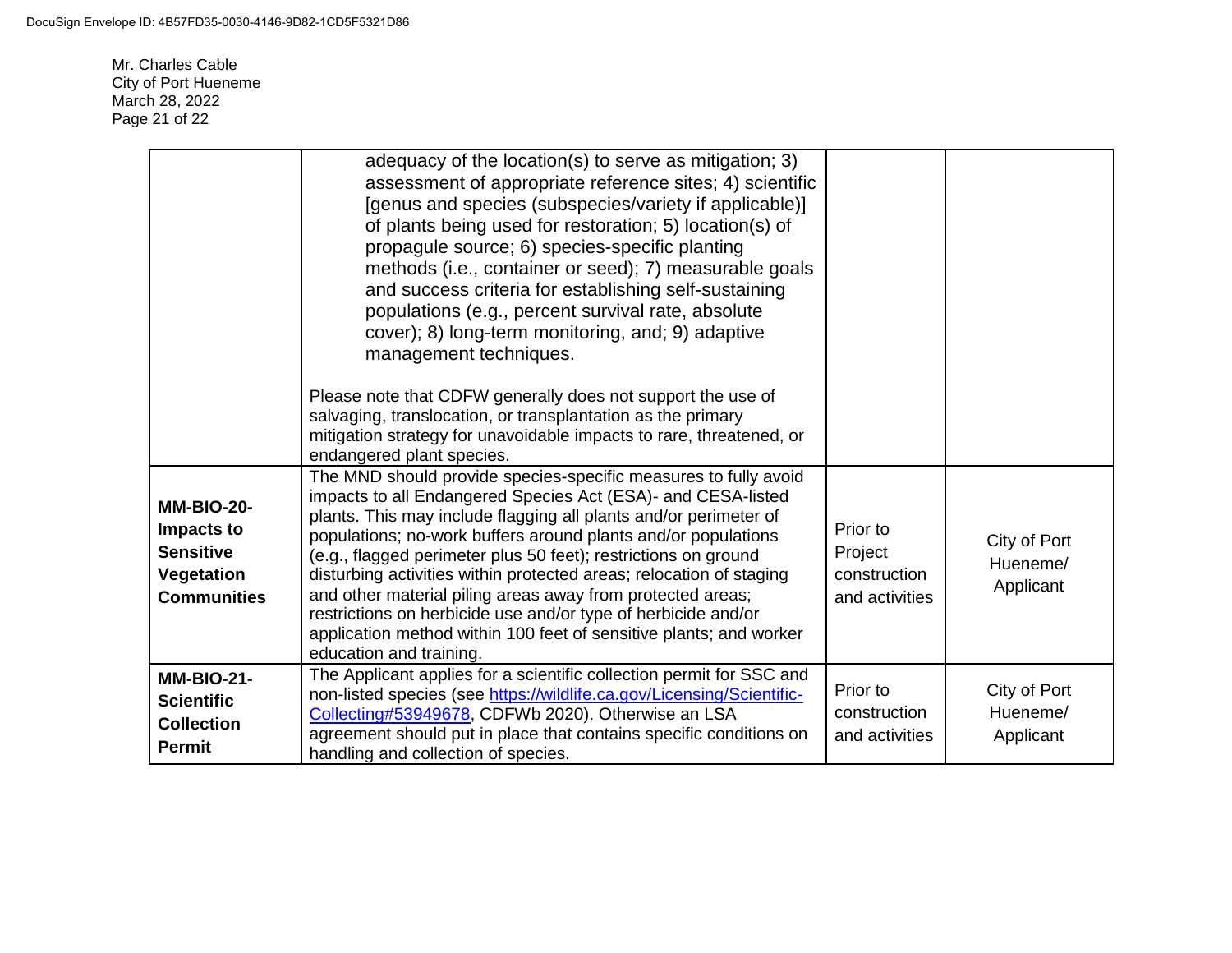| | | | |
|---|---|---|---|
| | adequacy of the location(s) to serve as mitigation; 3) assessment of appropriate reference sites; 4) scientific [genus and species (subspecies/variety if applicable)] of plants being used for restoration; 5) location(s) of propagule source; 6) species-specific planting methods (i.e., container or seed); 7) measurable goals and success criteria for establishing self-sustaining populations (e.g., percent survival rate, absolute cover); 8) long-term monitoring, and; 9) adaptive management techniques.<br><br>Please note that CDFW generally does not support the use of salvaging, translocation, or transplantation as the primary mitigation strategy for unavoidable impacts to rare, threatened, or endangered plant species. | | |
| **MM-BIO-20-Impacts to Sensitive Vegetation Communities** | The MND should provide species-specific measures to fully avoid impacts to all Endangered Species Act (ESA)- and CESA-listed plants. This may include flagging all plants and/or perimeter of populations; no-work buffers around plants and/or populations (e.g., flagged perimeter plus 50 feet); restrictions on ground disturbing activities within protected areas; relocation of staging and other material piling areas away from protected areas; restrictions on herbicide use and/or type of herbicide and/or application method within 100 feet of sensitive plants; and worker education and training. | Prior to Project construction and activities | City of Port Hueneme/ Applicant |
| **MM-BIO-21-Scientific Collection Permit** | The Applicant applies for a scientific collection permit for SSC and non-listed species (see https://wildlife.ca.gov/Licensing/Scientific-Collecting#53949678, CDFWb 2020). Otherwise an LSA agreement should put in place that contains specific conditions on handling and collection of species. | Prior to construction and activities | City of Port Hueneme/ Applicant |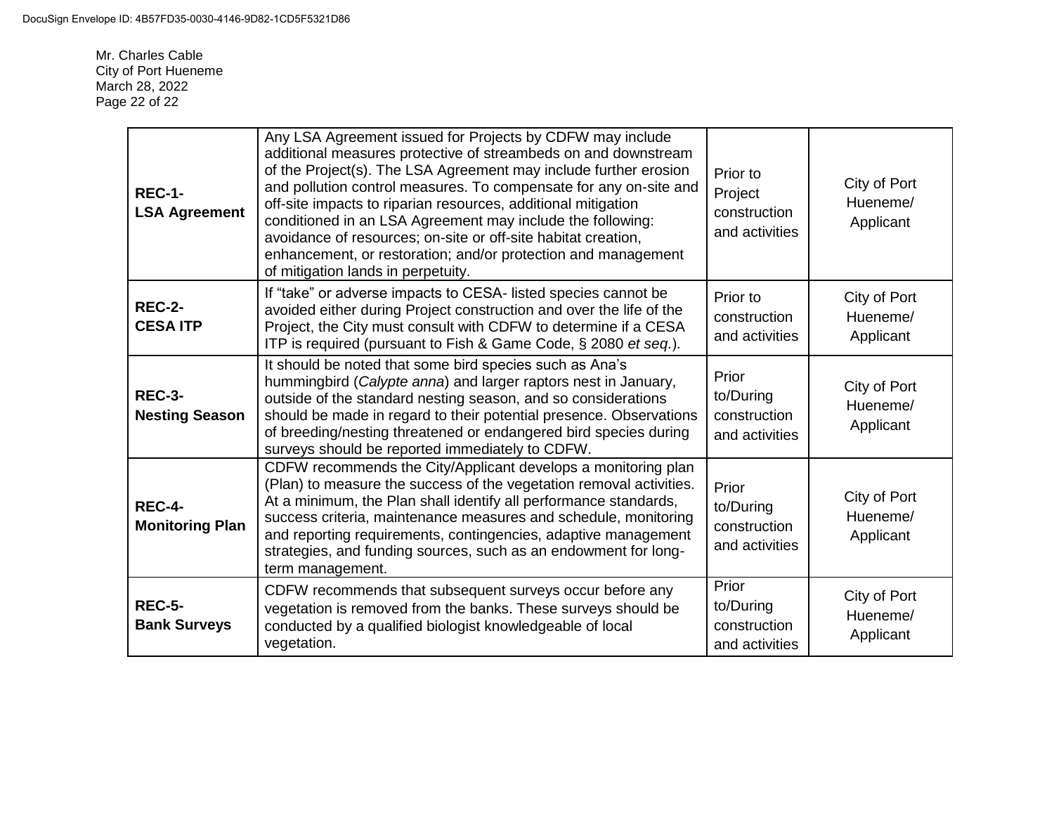| | | | |
|---|---|---|---|
| **REC-1- LSA Agreement** | Any LSA Agreement issued for Projects by CDFW may include additional measures protective of streambeds on and downstream of the Project(s). The LSA Agreement may include further erosion and pollution control measures. To compensate for any on-site and off-site impacts to riparian resources, additional mitigation conditioned in an LSA Agreement may include the following: avoidance of resources; on-site or off-site habitat creation, enhancement, or restoration; and/or protection and management of mitigation lands in perpetuity. | Prior to Project construction and activities | City of Port Hueneme/ Applicant |
| **REC-2- CESA ITP** | If "take" or adverse impacts to CESA- listed species cannot be avoided either during Project construction and over the life of the Project, the City must consult with CDFW to determine if a CESA ITP is required (pursuant to Fish & Game Code, § 2080 *et seq*.). | Prior to construction and activities | City of Port Hueneme/ Applicant |
| **REC-3- Nesting Season** | It should be noted that some bird species such as Ana's hummingbird (*Calypte anna*) and larger raptors nest in January, outside of the standard nesting season, and so considerations should be made in regard to their potential presence. Observations of breeding/nesting threatened or endangered bird species during surveys should be reported immediately to CDFW. | Prior to/During construction and activities | City of Port Hueneme/ Applicant |
| **REC-4- Monitoring Plan** | CDFW recommends the City/Applicant develops a monitoring plan (Plan) to measure the success of the vegetation removal activities. At a minimum, the Plan shall identify all performance standards, success criteria, maintenance measures and schedule, monitoring and reporting requirements, contingencies, adaptive management strategies, and funding sources, such as an endowment for long-term management. | Prior to/During construction and activities | City of Port Hueneme/ Applicant |
| **REC-5- Bank Surveys** | CDFW recommends that subsequent surveys occur before any vegetation is removed from the banks. These surveys should be conducted by a qualified biologist knowledgeable of local vegetation. | Prior to/During construction and activities | City of Port Hueneme/ Applicant |